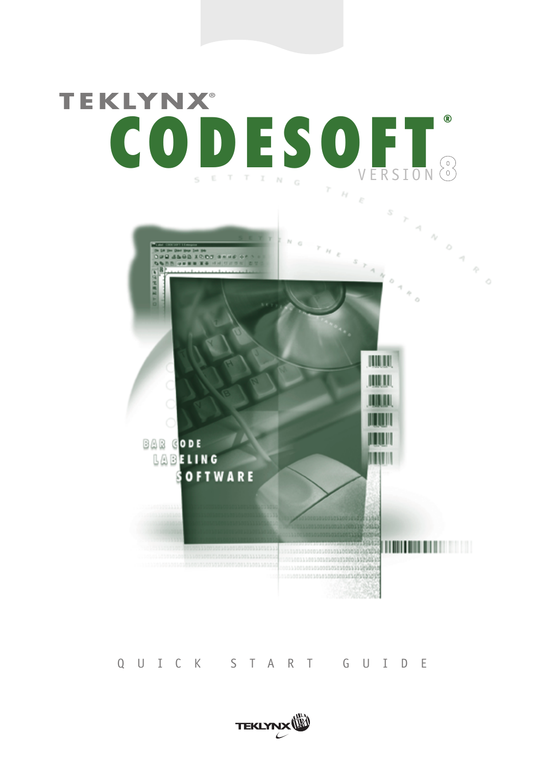# TEKLYNX®

# CODESOFT®

VERSION 8

SETTING THE STANDARD

BAR CODE LABELING SOFTWARE

QUICK START GUIDE

TEKLYNX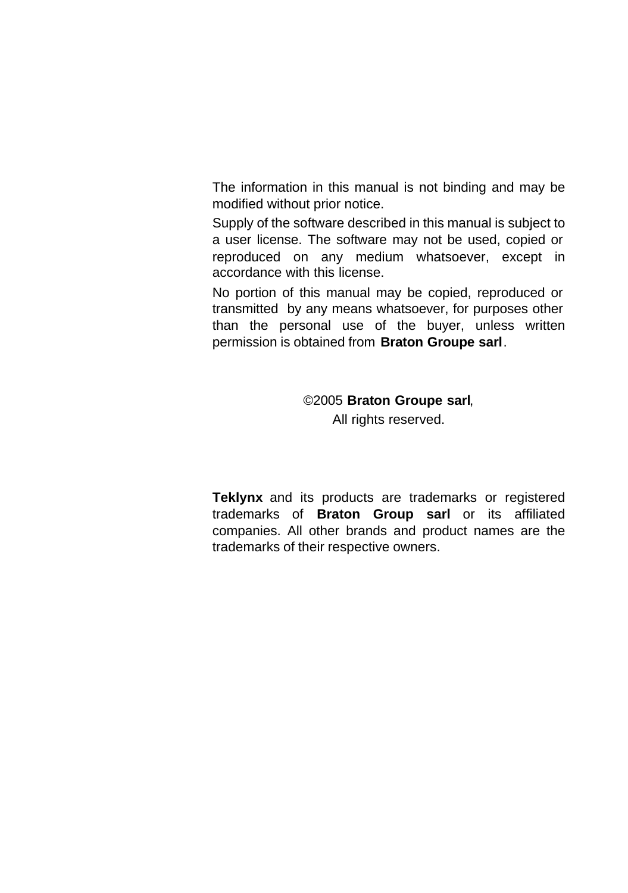The information in this manual is not binding and may be modified without prior notice.

Supply of the software described in this manual is subject to a user license. The software may not be used, copied or reproduced on any medium whatsoever, except in accordance with this license.

No portion of this manual may be copied, reproduced or transmitted by any means whatsoever, for purposes other than the personal use of the buyer, unless written permission is obtained from **Braton Groupe sarl**.

©2005 **Braton Groupe sarl**,
All rights reserved.

**Teklynx** and its products are trademarks or registered trademarks of **Braton Group sarl** or its affiliated companies. All other brands and product names are the trademarks of their respective owners.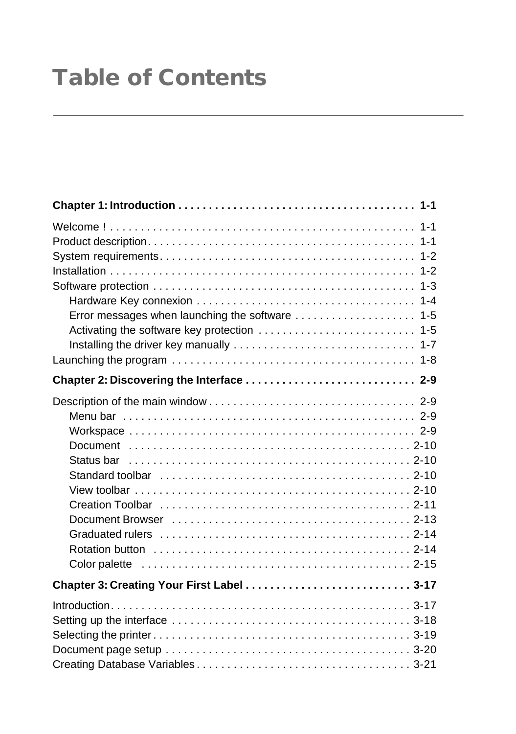# Table of Contents

**Chapter 1: Introduction . . . . . . . . . . . . . . . . . . . . . . . . . . . . . . . . . . . . . . . 1-1**

Welcome ! . . . . . . . . . . . . . . . . . . . . . . . . . . . . . . . . . . . . . . . . . . . . . . . . . 1-1
Product description. . . . . . . . . . . . . . . . . . . . . . . . . . . . . . . . . . . . . . . . . . . . 1-1
System requirements. . . . . . . . . . . . . . . . . . . . . . . . . . . . . . . . . . . . . . . . . . 1-2
Installation . . . . . . . . . . . . . . . . . . . . . . . . . . . . . . . . . . . . . . . . . . . . . . . . . . 1-2
Software protection . . . . . . . . . . . . . . . . . . . . . . . . . . . . . . . . . . . . . . . . . . . 1-3
- Hardware Key connexion . . . . . . . . . . . . . . . . . . . . . . . . . . . . . . . . . . . . 1-4
- Error messages when launching the software . . . . . . . . . . . . . . . . . . . . 1-5
- Activating the software key protection . . . . . . . . . . . . . . . . . . . . . . . . . . 1-5
- Installing the driver key manually . . . . . . . . . . . . . . . . . . . . . . . . . . . . . . 1-7

Launching the program . . . . . . . . . . . . . . . . . . . . . . . . . . . . . . . . . . . . . . . . 1-8

**Chapter 2: Discovering the Interface . . . . . . . . . . . . . . . . . . . . . . . . . . . . 2-9**

Description of the main window . . . . . . . . . . . . . . . . . . . . . . . . . . . . . . . . . 2-9
- Menu bar . . . . . . . . . . . . . . . . . . . . . . . . . . . . . . . . . . . . . . . . . . . . . . . . 2-9
- Workspace . . . . . . . . . . . . . . . . . . . . . . . . . . . . . . . . . . . . . . . . . . . . . . . 2-9
- Document . . . . . . . . . . . . . . . . . . . . . . . . . . . . . . . . . . . . . . . . . . . . . . 2-10
- Status bar . . . . . . . . . . . . . . . . . . . . . . . . . . . . . . . . . . . . . . . . . . . . . . 2-10
- Standard toolbar . . . . . . . . . . . . . . . . . . . . . . . . . . . . . . . . . . . . . . . . . 2-10
- View toolbar . . . . . . . . . . . . . . . . . . . . . . . . . . . . . . . . . . . . . . . . . . . . . 2-10
- Creation Toolbar . . . . . . . . . . . . . . . . . . . . . . . . . . . . . . . . . . . . . . . . . 2-11
- Document Browser . . . . . . . . . . . . . . . . . . . . . . . . . . . . . . . . . . . . . . . 2-13
- Graduated rulers . . . . . . . . . . . . . . . . . . . . . . . . . . . . . . . . . . . . . . . . . 2-14
- Rotation button . . . . . . . . . . . . . . . . . . . . . . . . . . . . . . . . . . . . . . . . . . 2-14
- Color palette . . . . . . . . . . . . . . . . . . . . . . . . . . . . . . . . . . . . . . . . . . . . 2-15

**Chapter 3: Creating Your First Label . . . . . . . . . . . . . . . . . . . . . . . . . . . 3-17**

Introduction. . . . . . . . . . . . . . . . . . . . . . . . . . . . . . . . . . . . . . . . . . . . . . . . . 3-17
Setting up the interface . . . . . . . . . . . . . . . . . . . . . . . . . . . . . . . . . . . . . . . 3-18
Selecting the printer . . . . . . . . . . . . . . . . . . . . . . . . . . . . . . . . . . . . . . . . . . 3-19
Document page setup . . . . . . . . . . . . . . . . . . . . . . . . . . . . . . . . . . . . . . . . 3-20
Creating Database Variables . . . . . . . . . . . . . . . . . . . . . . . . . . . . . . . . . . . 3-21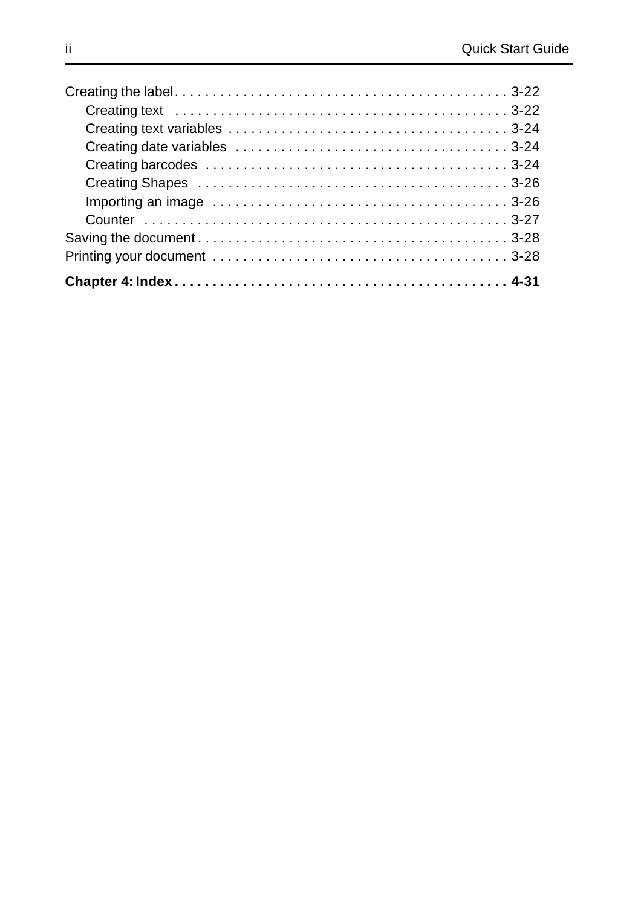Creating the label . . . . . . . . . . . . . . . . . . . . . . . . . . . . . . . . . . . . . . . . . . . . 3-22

    Creating text . . . . . . . . . . . . . . . . . . . . . . . . . . . . . . . . . . . . . . . . . . . 3-22

    Creating text variables . . . . . . . . . . . . . . . . . . . . . . . . . . . . . . . . . . . . . 3-24

    Creating date variables . . . . . . . . . . . . . . . . . . . . . . . . . . . . . . . . . . . . 3-24

    Creating barcodes . . . . . . . . . . . . . . . . . . . . . . . . . . . . . . . . . . . . . . . . 3-24

    Creating Shapes . . . . . . . . . . . . . . . . . . . . . . . . . . . . . . . . . . . . . . . . . 3-26

    Importing an image . . . . . . . . . . . . . . . . . . . . . . . . . . . . . . . . . . . . . . . 3-26

    Counter . . . . . . . . . . . . . . . . . . . . . . . . . . . . . . . . . . . . . . . . . . . . . . . 3-27

Saving the document . . . . . . . . . . . . . . . . . . . . . . . . . . . . . . . . . . . . . . . . . 3-28

Printing your document . . . . . . . . . . . . . . . . . . . . . . . . . . . . . . . . . . . . . . . 3-28

**Chapter 4: Index . . . . . . . . . . . . . . . . . . . . . . . . . . . . . . . . . . . . . . . . . . . . 4-31**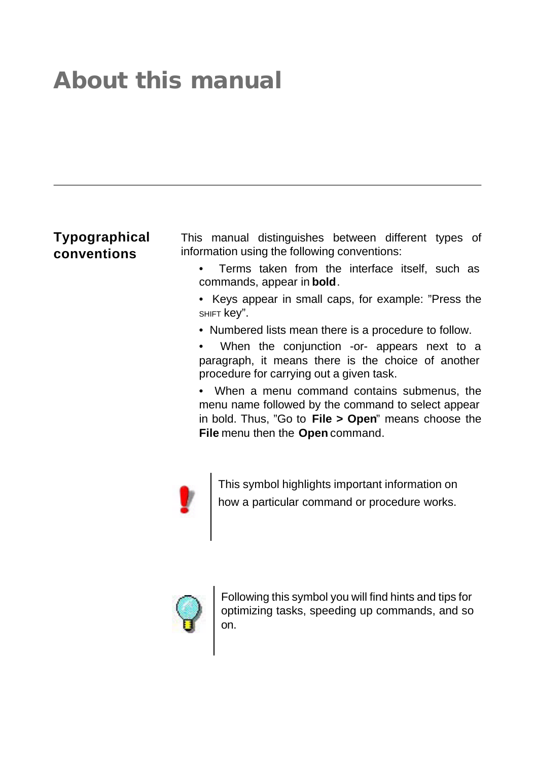# About this manual

## Typographical conventions

This manual distinguishes between different types of information using the following conventions:

- Terms taken from the interface itself, such as commands, appear in **bold**.
- Keys appear in small caps, for example: "Press the SHIFT key".
- Numbered lists mean there is a procedure to follow.
- When the conjunction -or- appears next to a paragraph, it means there is the choice of another procedure for carrying out a given task.
- When a menu command contains submenus, the menu name followed by the command to select appear in bold. Thus, "Go to **File > Open**" means choose the **File** menu then the **Open** command.

This symbol highlights important information on how a particular command or procedure works.

Following this symbol you will find hints and tips for optimizing tasks, speeding up commands, and so on.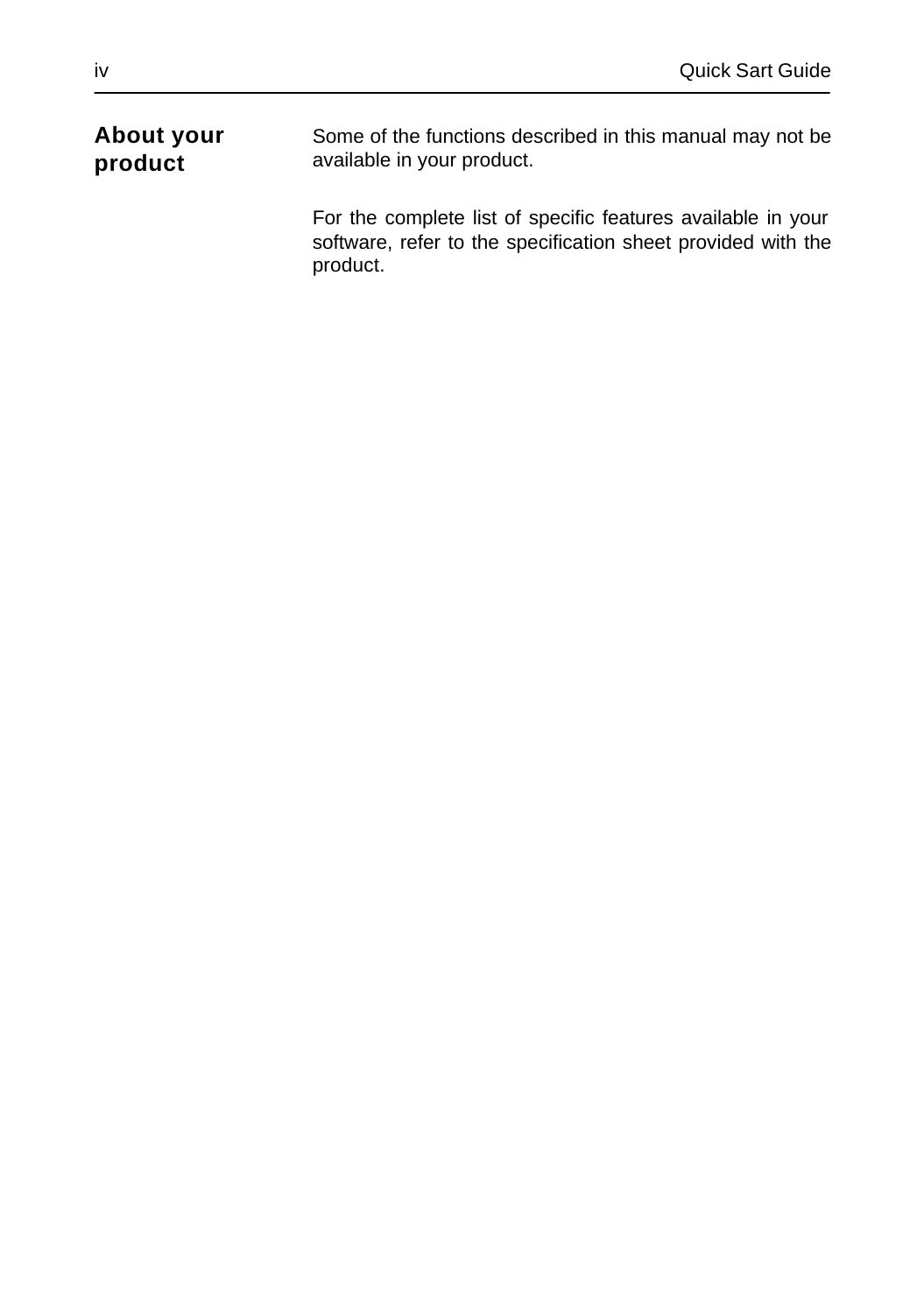## About your product

Some of the functions described in this manual may not be available in your product.

For the complete list of specific features available in your software, refer to the specification sheet provided with the product.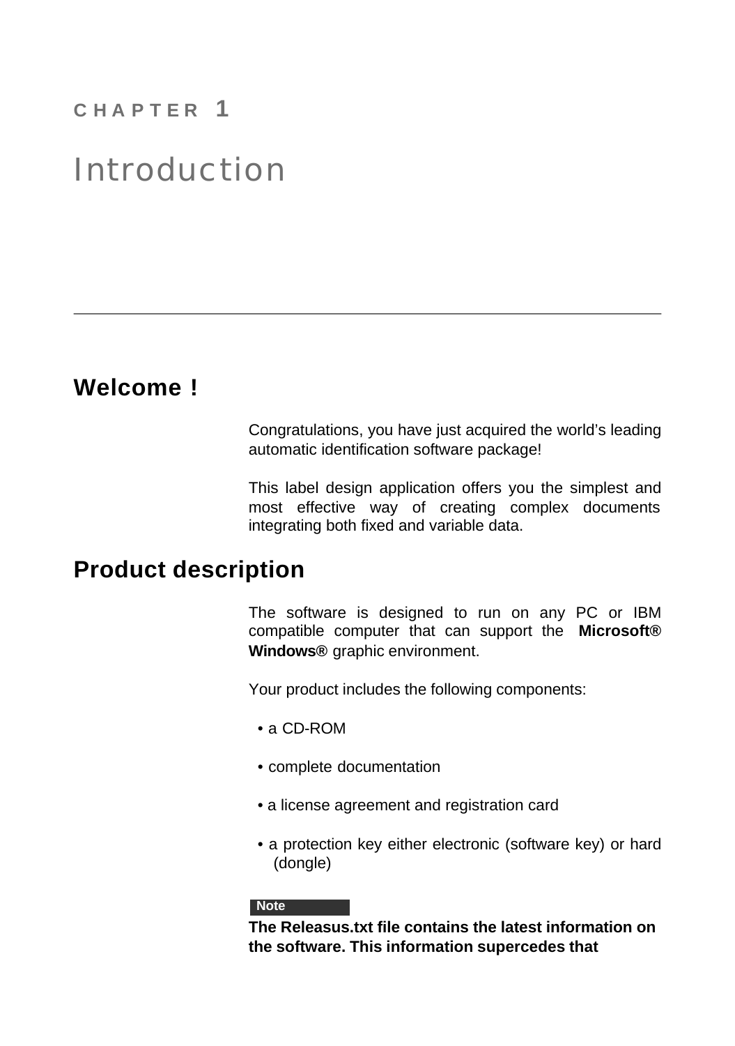CHAPTER 1

# Introduction

## Welcome !

Congratulations, you have just acquired the world’s leading automatic identification software package!

This label design application offers you the simplest and most effective way of creating complex documents integrating both fixed and variable data.

## Product description

The software is designed to run on any PC or IBM compatible computer that can support the **Microsoft® Windows®** graphic environment.

Your product includes the following components:

- a CD-ROM
- complete documentation
- a license agreement and registration card
- a protection key either electronic (software key) or hard (dongle)

**Note**

**The Releasus.txt file contains the latest information on the software. This information supercedes that**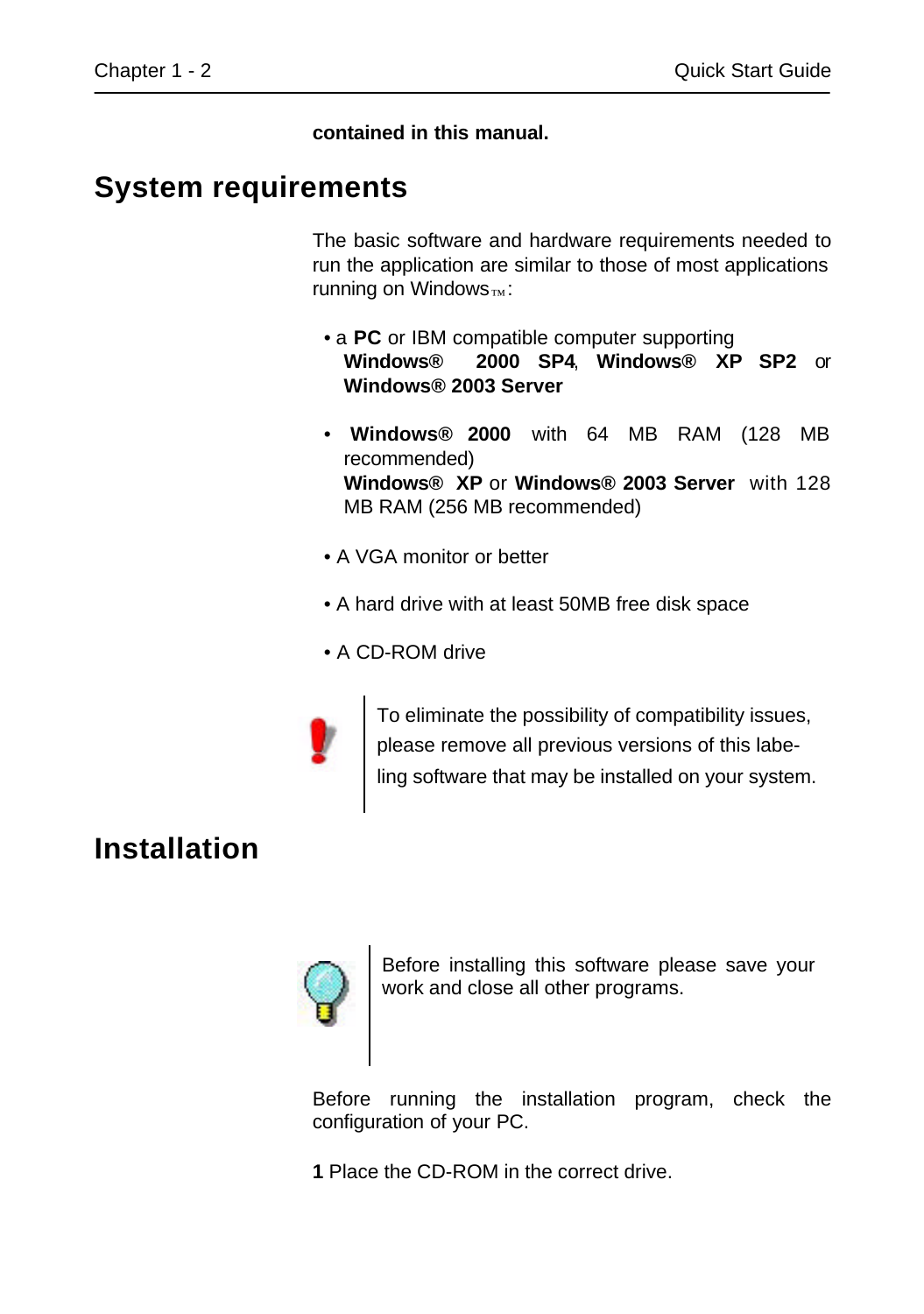**contained in this manual.**

## System requirements

The basic software and hardware requirements needed to run the application are similar to those of most applications running on Windows™:

- a **PC** or IBM compatible computer supporting **Windows® 2000 SP4**, **Windows® XP SP2** or **Windows® 2003 Server**
- **Windows® 2000** with 64 MB RAM (128 MB recommended)
  **Windows® XP** or **Windows® 2003 Server** with 128 MB RAM (256 MB recommended)
- A VGA monitor or better
- A hard drive with at least 50MB free disk space
- A CD-ROM drive

To eliminate the possibility of compatibility issues, please remove all previous versions of this labeling software that may be installed on your system.

## Installation

Before installing this software please save your work and close all other programs.

Before running the installation program, check the configuration of your PC.

**1** Place the CD-ROM in the correct drive.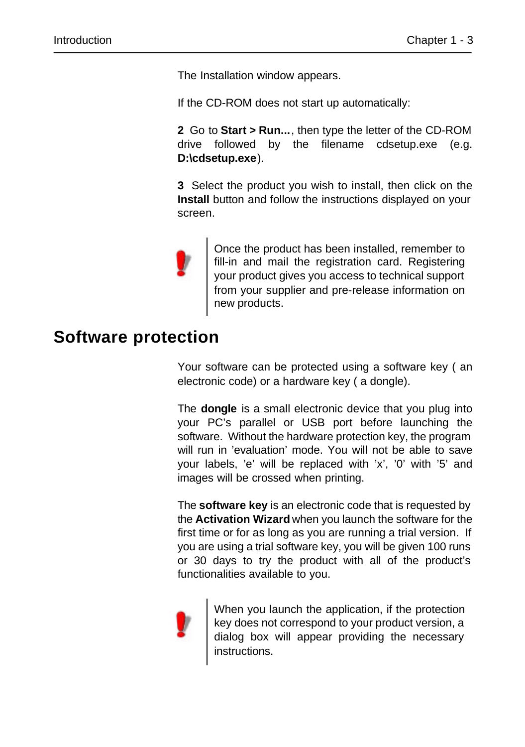The Installation window appears.

If the CD-ROM does not start up automatically:

**2** Go to **Start > Run...**, then type the letter of the CD-ROM drive followed by the filename cdsetup.exe (e.g. **D:\cdsetup.exe**).

**3** Select the product you wish to install, then click on the **Install** button and follow the instructions displayed on your screen.

> Once the product has been installed, remember to fill-in and mail the registration card. Registering your product gives you access to technical support from your supplier and pre-release information on new products.

## Software protection

Your software can be protected using a software key ( an electronic code) or a hardware key ( a dongle).

The **dongle** is a small electronic device that you plug into your PC's parallel or USB port before launching the software. Without the hardware protection key, the program will run in 'evaluation' mode. You will not be able to save your labels, 'e' will be replaced with 'x', '0' with '5' and images will be crossed when printing.

The **software key** is an electronic code that is requested by the **Activation Wizard** when you launch the software for the first time or for as long as you are running a trial version. If you are using a trial software key, you will be given 100 runs or 30 days to try the product with all of the product's functionalities available to you.

> When you launch the application, if the protection key does not correspond to your product version, a dialog box will appear providing the necessary instructions.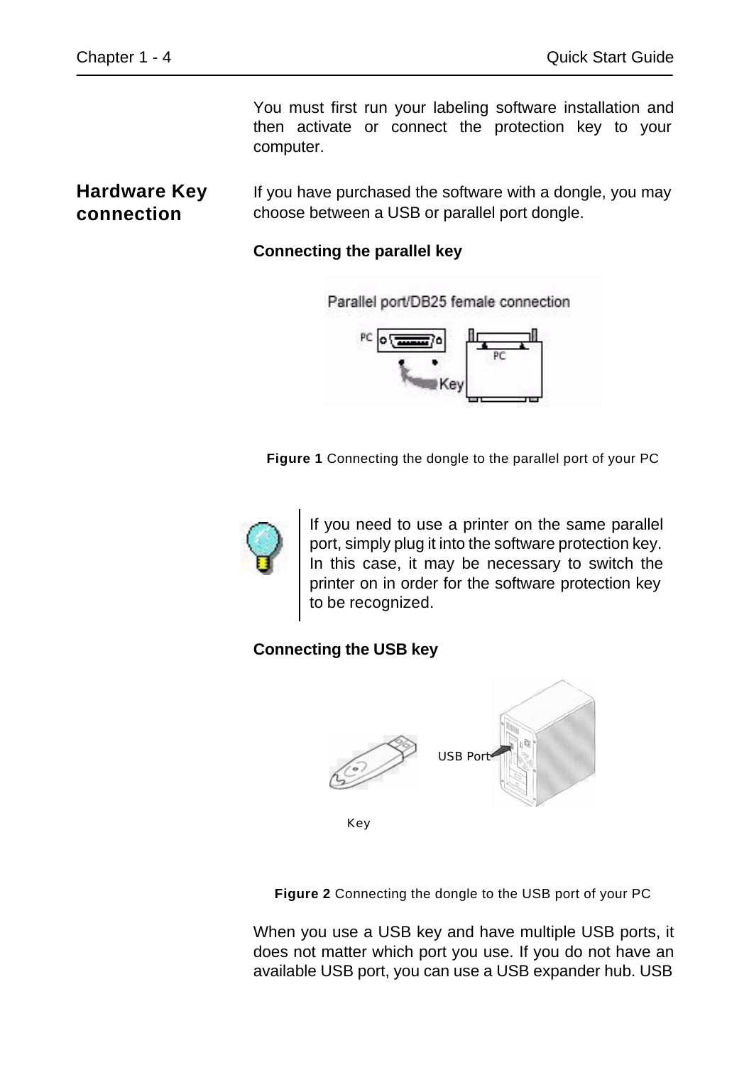You must first run your labeling software installation and then activate or connect the protection key to your computer.

## Hardware Key connection

If you have purchased the software with a dongle, you may choose between a USB or parallel port dongle.

**Connecting the parallel key**

**Figure 1** Connecting the dongle to the parallel port of your PC

If you need to use a printer on the same parallel port, simply plug it into the software protection key. In this case, it may be necessary to switch the printer on in order for the software protection key to be recognized.

**Connecting the USB key**

**Figure 2** Connecting the dongle to the USB port of your PC

When you use a USB key and have multiple USB ports, it does not matter which port you use. If you do not have an available USB port, you can use a USB expander hub. USB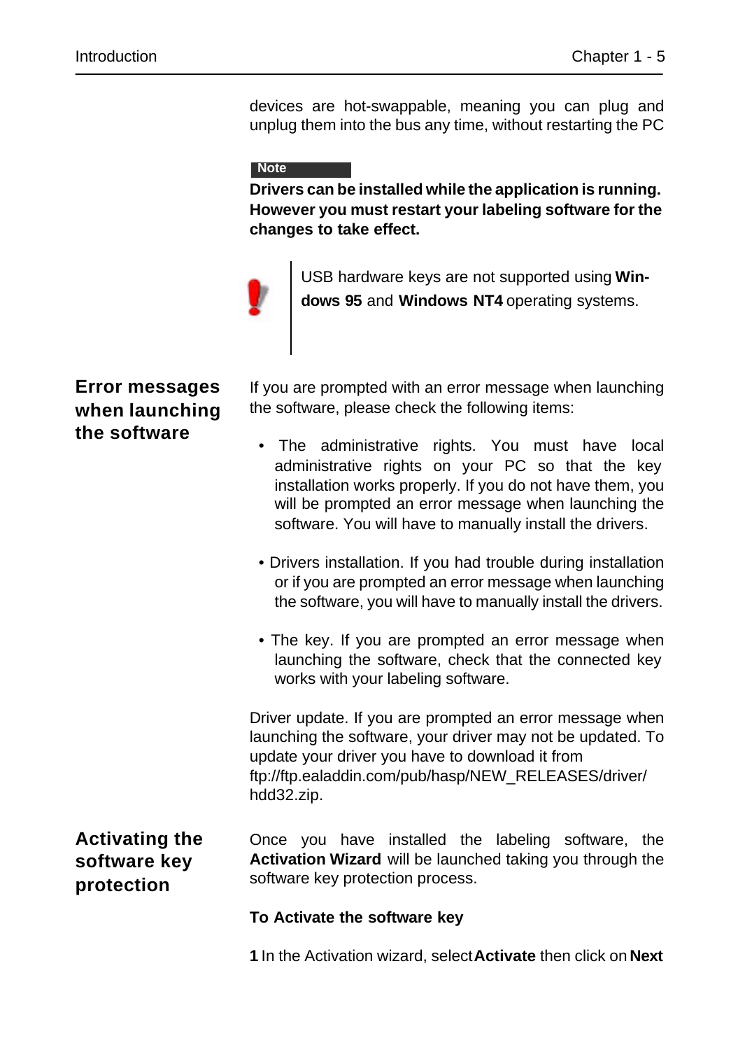devices are hot-swappable, meaning you can plug and unplug them into the bus any time, without restarting the PC

**Note**

**Drivers can be installed while the application is running. However you must restart your labeling software for the changes to take effect.**

USB hardware keys are not supported using **Windows 95** and **Windows NT4** operating systems.

## Error messages when launching the software

If you are prompted with an error message when launching the software, please check the following items:

- The administrative rights. You must have local administrative rights on your PC so that the key installation works properly. If you do not have them, you will be prompted an error message when launching the software. You will have to manually install the drivers.
- Drivers installation. If you had trouble during installation or if you are prompted an error message when launching the software, you will have to manually install the drivers.
- The key. If you are prompted an error message when launching the software, check that the connected key works with your labeling software.

Driver update. If you are prompted an error message when launching the software, your driver may not be updated. To update your driver you have to download it from ftp://ftp.ealaddin.com/pub/hasp/NEW_RELEASES/driver/hdd32.zip.

## Activating the software key protection

Once you have installed the labeling software, the **Activation Wizard** will be launched taking you through the software key protection process.

**To Activate the software key**

**1** In the Activation wizard, select **Activate** then click on **Next**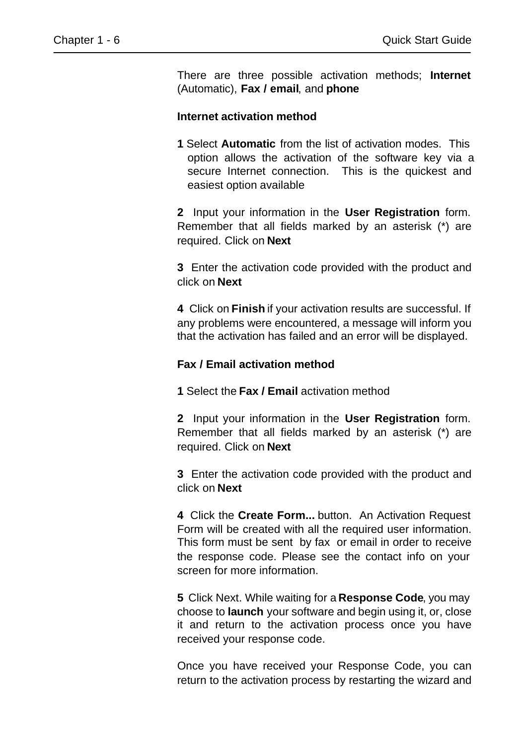There are three possible activation methods; **Internet** (Automatic), **Fax / email**, and **phone**

**Internet activation method**

**1** Select **Automatic** from the list of activation modes. This option allows the activation of the software key via a secure Internet connection. This is the quickest and easiest option available

**2** Input your information in the **User Registration** form. Remember that all fields marked by an asterisk (*) are required. Click on **Next**

**3** Enter the activation code provided with the product and click on **Next**

**4** Click on **Finish** if your activation results are successful. If any problems were encountered, a message will inform you that the activation has failed and an error will be displayed.

**Fax / Email activation method**

**1** Select the **Fax / Email** activation method

**2** Input your information in the **User Registration** form. Remember that all fields marked by an asterisk (*) are required. Click on **Next**

**3** Enter the activation code provided with the product and click on **Next**

**4** Click the **Create Form...** button. An Activation Request Form will be created with all the required user information. This form must be sent by fax or email in order to receive the response code. Please see the contact info on your screen for more information.

**5** Click Next. While waiting for a **Response Code**, you may choose to **launch** your software and begin using it, or, close it and return to the activation process once you have received your response code.

Once you have received your Response Code, you can return to the activation process by restarting the wizard and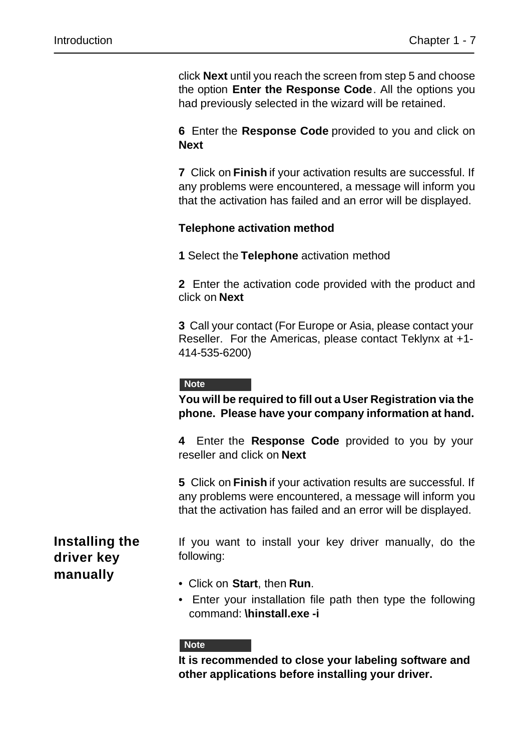click **Next** until you reach the screen from step 5 and choose the option **Enter the Response Code**. All the options you had previously selected in the wizard will be retained.

**6** Enter the **Response Code** provided to you and click on **Next**

**7** Click on **Finish** if your activation results are successful. If any problems were encountered, a message will inform you that the activation has failed and an error will be displayed.

**Telephone activation method**

**1** Select the **Telephone** activation method

**2** Enter the activation code provided with the product and click on **Next**

**3** Call your contact (For Europe or Asia, please contact your Reseller. For the Americas, please contact Teklynx at +1-414-535-6200)

**Note**

**You will be required to fill out a User Registration via the phone. Please have your company information at hand.**

**4** Enter the **Response Code** provided to you by your reseller and click on **Next**

**5** Click on **Finish** if your activation results are successful. If any problems were encountered, a message will inform you that the activation has failed and an error will be displayed.

## Installing the driver key manually

If you want to install your key driver manually, do the following:

- Click on **Start**, then **Run**.
- Enter your installation file path then type the following command: **\hinstall.exe -i**

**Note**

**It is recommended to close your labeling software and other applications before installing your driver.**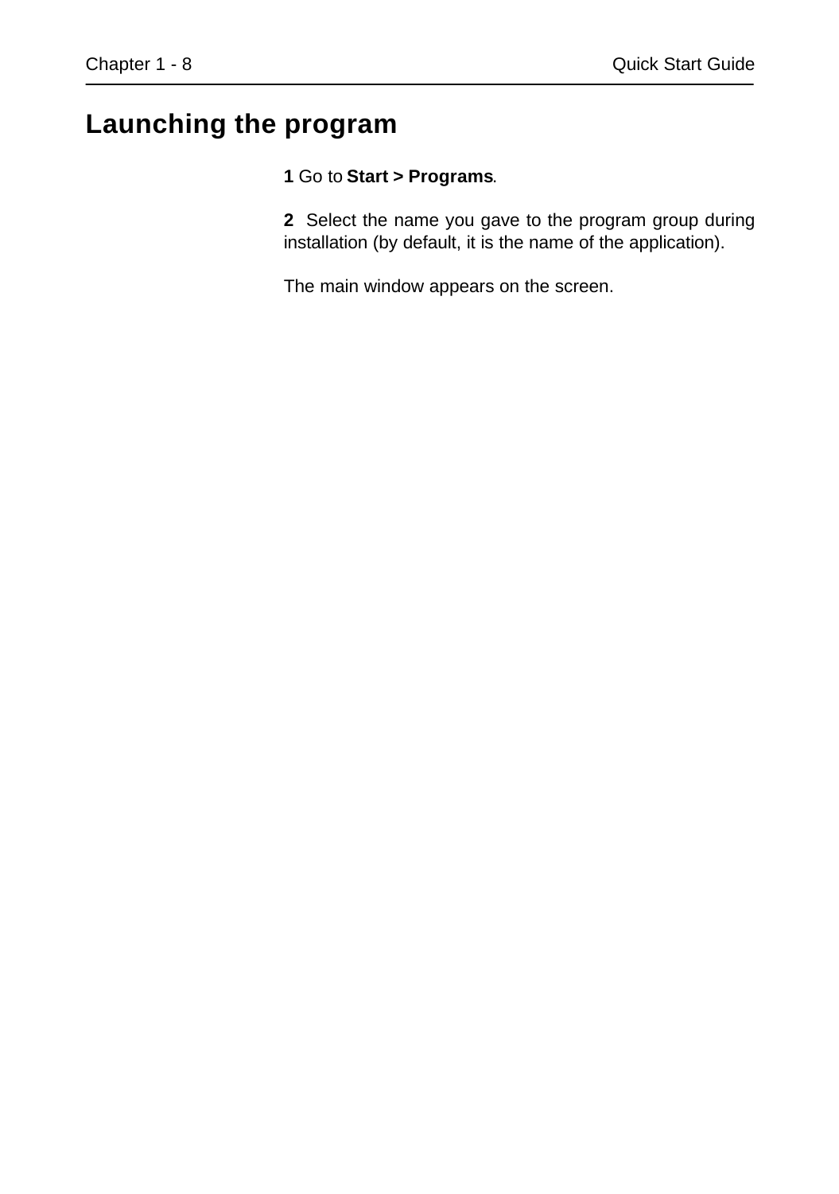# Launching the program

**1** Go to **Start > Programs**.

**2** Select the name you gave to the program group during installation (by default, it is the name of the application).

The main window appears on the screen.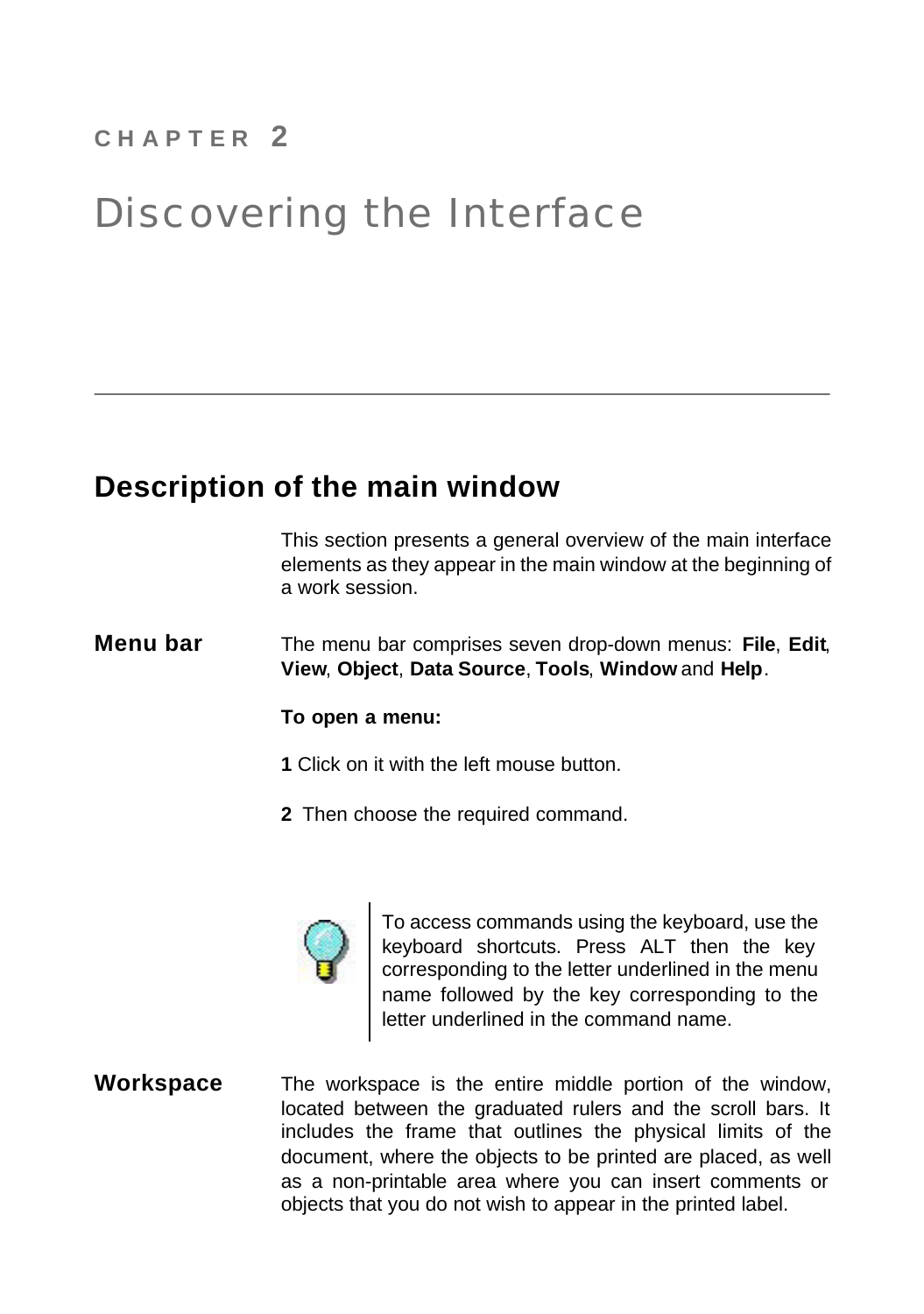CHAPTER 2

# Discovering the Interface

## Description of the main window

This section presents a general overview of the main interface elements as they appear in the main window at the beginning of a work session.

**Menu bar**

The menu bar comprises seven drop-down menus: **File**, **Edit**, **View**, **Object**, **Data Source**, **Tools**, **Window** and **Help**.

**To open a menu:**

**1** Click on it with the left mouse button.

**2** Then choose the required command.

To access commands using the keyboard, use the keyboard shortcuts. Press ALT then the key corresponding to the letter underlined in the menu name followed by the key corresponding to the letter underlined in the command name.

**Workspace**

The workspace is the entire middle portion of the window, located between the graduated rulers and the scroll bars. It includes the frame that outlines the physical limits of the document, where the objects to be printed are placed, as well as a non-printable area where you can insert comments or objects that you do not wish to appear in the printed label.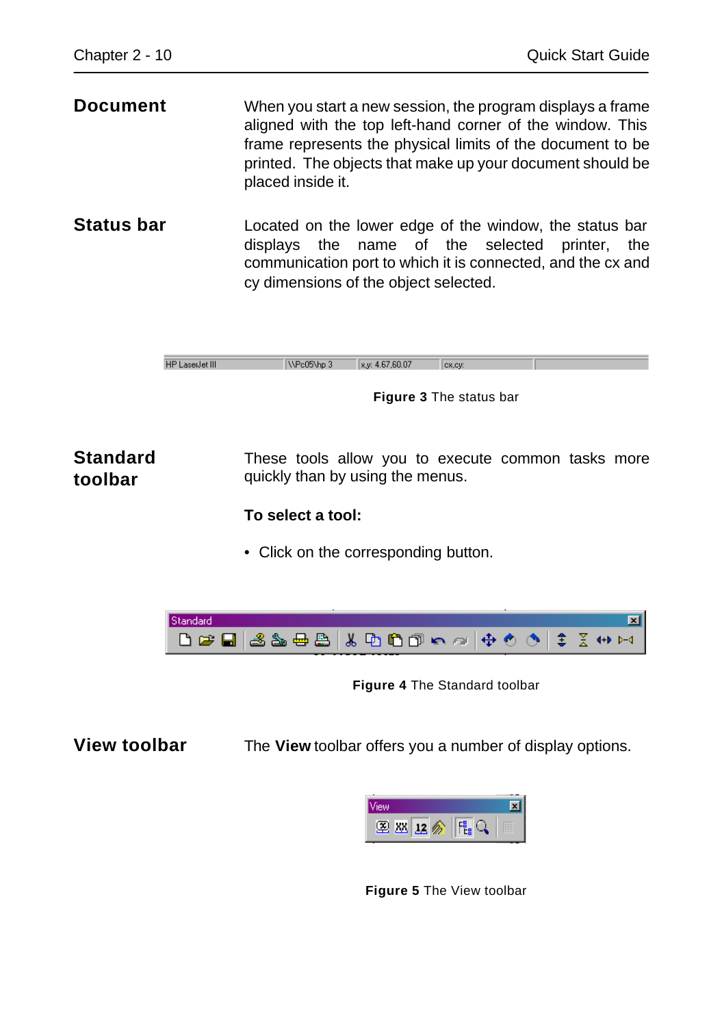## Document

When you start a new session, the program displays a frame aligned with the top left-hand corner of the window. This frame represents the physical limits of the document to be printed. The objects that make up your document should be placed inside it.

## Status bar

Located on the lower edge of the window, the status bar displays the name of the selected printer, the communication port to which it is connected, and the cx and cy dimensions of the object selected.

**Figure 3** The status bar

## Standard toolbar

These tools allow you to execute common tasks more quickly than by using the menus.

**To select a tool:**

- Click on the corresponding button.

**Figure 4** The Standard toolbar

## View toolbar

The **View** toolbar offers you a number of display options.

**Figure 5** The View toolbar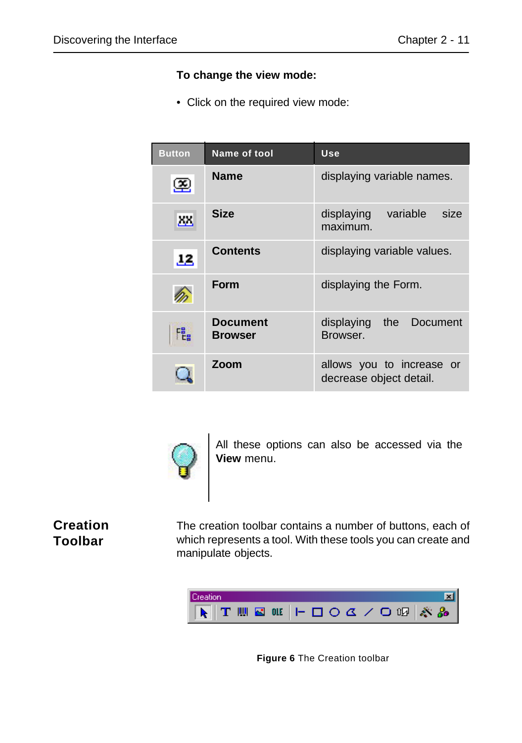**To change the view mode:**

- Click on the required view mode:

| Button | Name of tool | Use |
|---|---|---|
| | **Name** | displaying variable names. |
| | **Size** | displaying variable size maximum. |
| | **Contents** | displaying variable values. |
| | **Form** | displaying the Form. |
| | **Document Browser** | displaying the Document Browser. |
| | **Zoom** | allows you to increase or decrease object detail. |

All these options can also be accessed via the **View** menu.

## Creation Toolbar

The creation toolbar contains a number of buttons, each of which represents a tool. With these tools you can create and manipulate objects.

**Figure 6** The Creation toolbar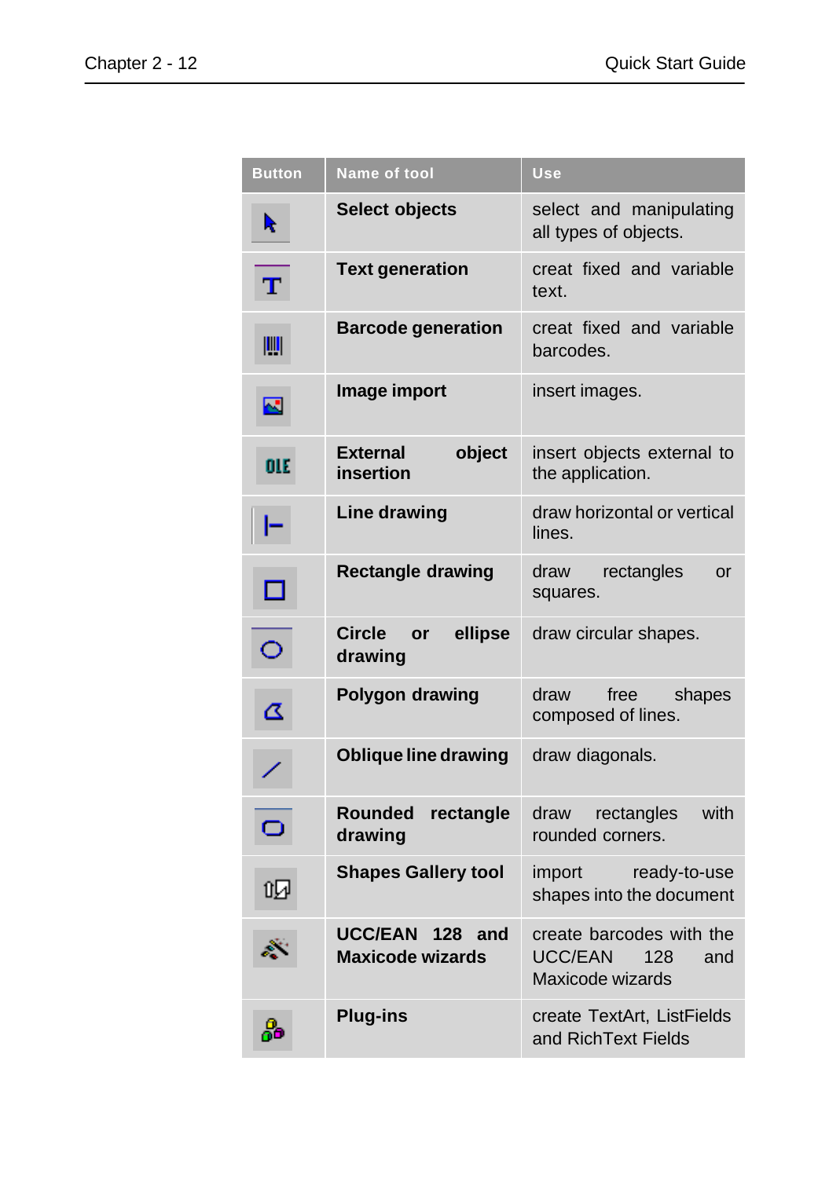| Button | Name of tool | Use |
|---|---|---|
| | **Select objects** | select and manipulating all types of objects. |
| | **Text generation** | creat fixed and variable text. |
| | **Barcode generation** | creat fixed and variable barcodes. |
| | **Image import** | insert images. |
| | **External object insertion** | insert objects external to the application. |
| | **Line drawing** | draw horizontal or vertical lines. |
| | **Rectangle drawing** | draw rectangles or squares. |
| | **Circle or ellipse drawing** | draw circular shapes. |
| | **Polygon drawing** | draw free shapes composed of lines. |
| | **Oblique line drawing** | draw diagonals. |
| | **Rounded rectangle drawing** | draw rectangles with rounded corners. |
| | **Shapes Gallery tool** | import ready-to-use shapes into the document |
| | **UCC/EAN 128 and Maxicode wizards** | create barcodes with the UCC/EAN 128 and Maxicode wizards |
| | **Plug-ins** | create TextArt, ListFields and RichText Fields |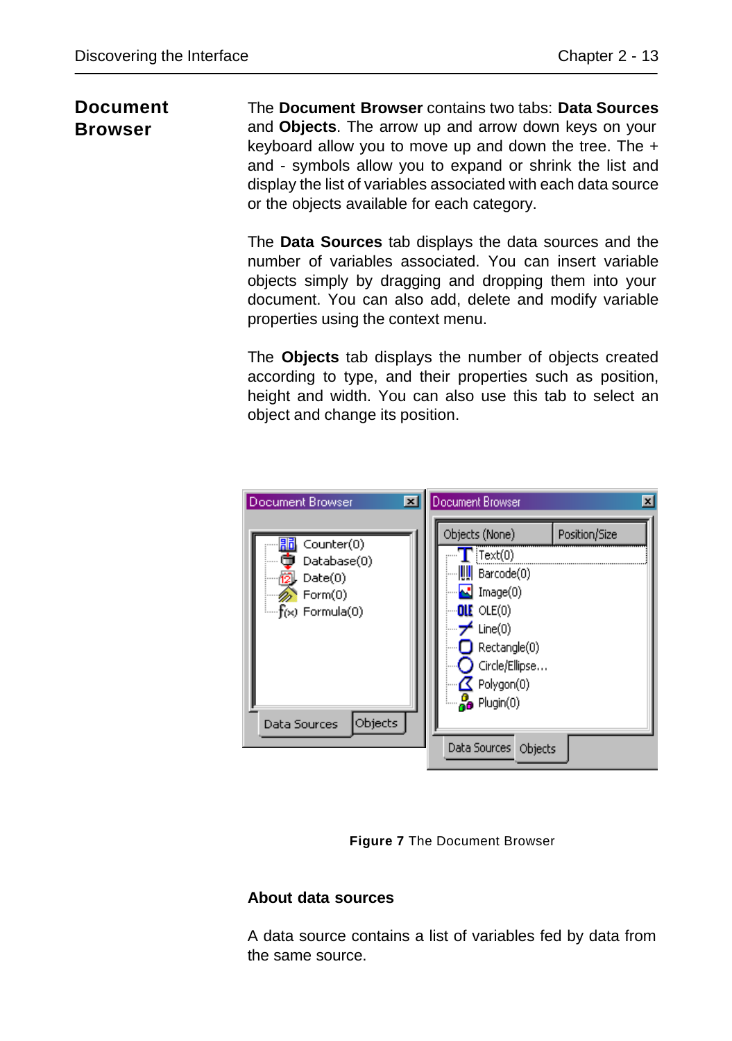## Document Browser

The **Document Browser** contains two tabs: **Data Sources** and **Objects**. The arrow up and arrow down keys on your keyboard allow you to move up and down the tree. The + and - symbols allow you to expand or shrink the list and display the list of variables associated with each data source or the objects available for each category.

The **Data Sources** tab displays the data sources and the number of variables associated. You can insert variable objects simply by dragging and dropping them into your document. You can also add, delete and modify variable properties using the context menu.

The **Objects** tab displays the number of objects created according to type, and their properties such as position, height and width. You can also use this tab to select an object and change its position.

**Figure 7** The Document Browser

### About data sources

A data source contains a list of variables fed by data from the same source.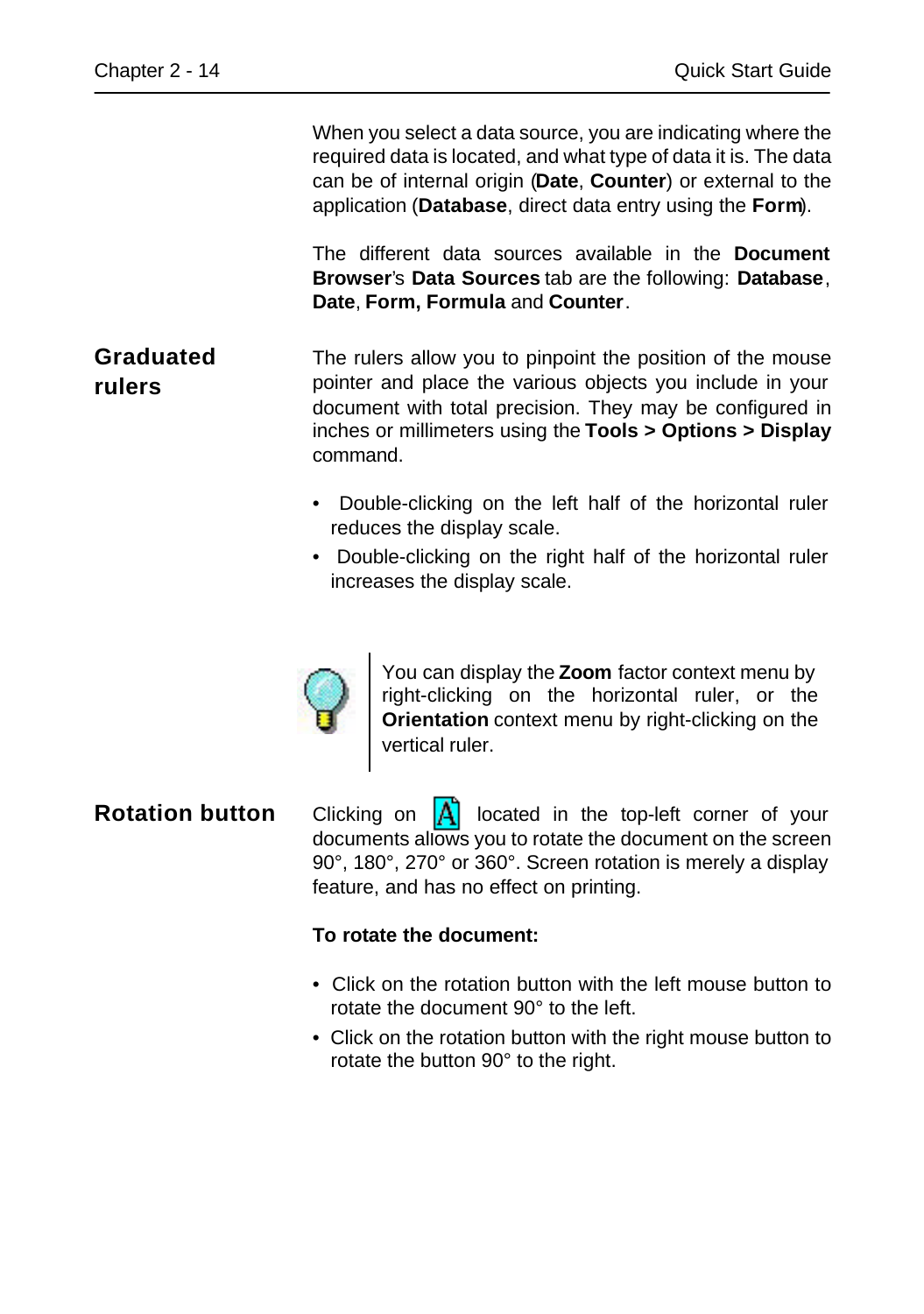When you select a data source, you are indicating where the required data is located, and what type of data it is. The data can be of internal origin (**Date**, **Counter**) or external to the application (**Database**, direct data entry using the **Form**).

The different data sources available in the **Document Browser**'s **Data Sources** tab are the following: **Database**, **Date**, **Form, Formula** and **Counter**.

## Graduated rulers

The rulers allow you to pinpoint the position of the mouse pointer and place the various objects you include in your document with total precision. They may be configured in inches or millimeters using the **Tools > Options > Display** command.

- Double-clicking on the left half of the horizontal ruler reduces the display scale.
- Double-clicking on the right half of the horizontal ruler increases the display scale.

You can display the **Zoom** factor context menu by right-clicking on the horizontal ruler, or the **Orientation** context menu by right-clicking on the vertical ruler.

## Rotation button

Clicking on the rotation button located in the top-left corner of your documents allows you to rotate the document on the screen 90°, 180°, 270° or 360°. Screen rotation is merely a display feature, and has no effect on printing.

**To rotate the document:**

- Click on the rotation button with the left mouse button to rotate the document 90° to the left.
- Click on the rotation button with the right mouse button to rotate the button 90° to the right.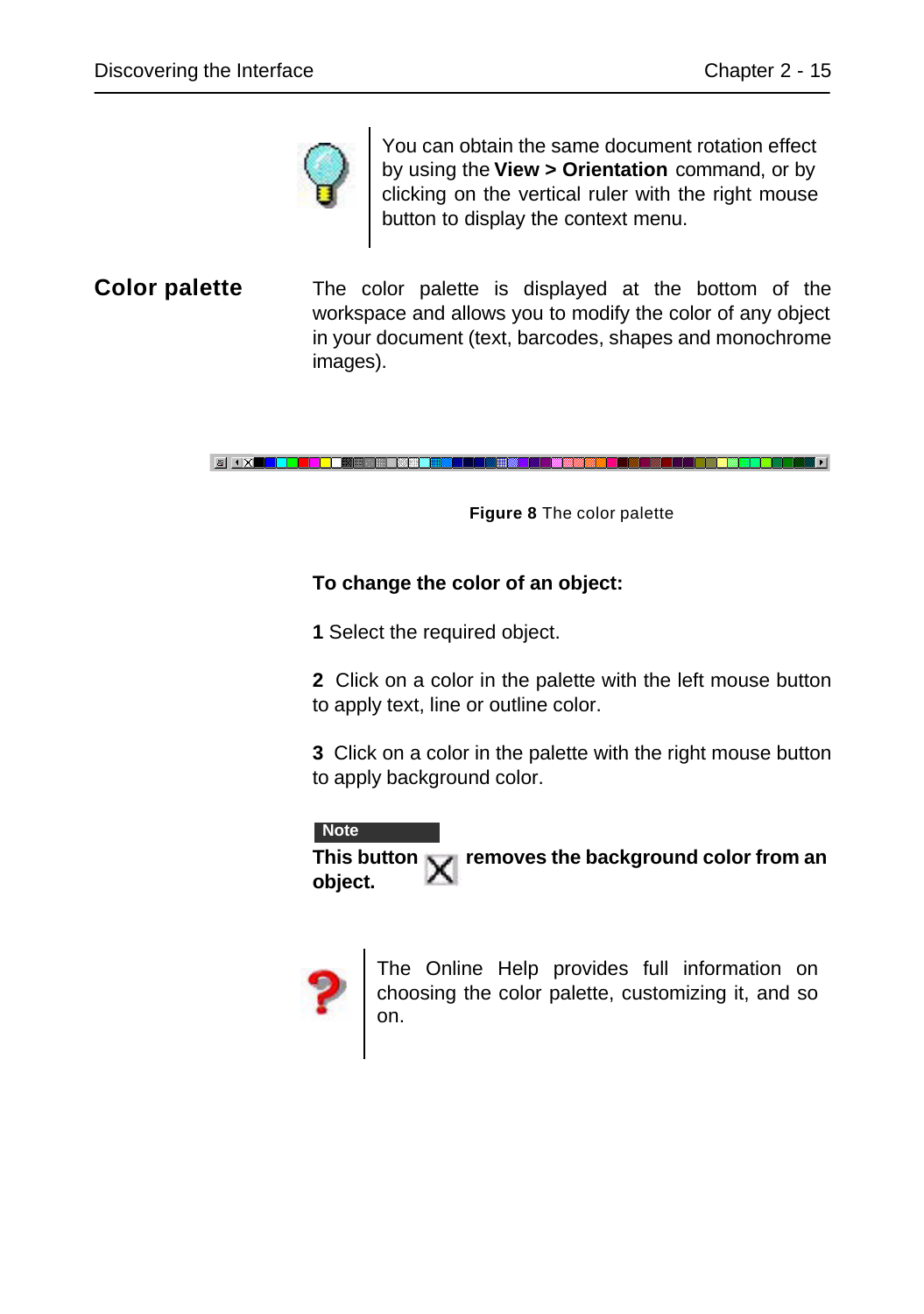You can obtain the same document rotation effect by using the **View > Orientation** command, or by clicking on the vertical ruler with the right mouse button to display the context menu.

## Color palette

The color palette is displayed at the bottom of the workspace and allows you to modify the color of any object in your document (text, barcodes, shapes and monochrome images).

**Figure 8** The color palette

**To change the color of an object:**

**1** Select the required object.

**2** Click on a color in the palette with the left mouse button to apply text, line or outline color.

**3** Click on a color in the palette with the right mouse button to apply background color.

**Note**

**This button removes the background color from an object.**

The Online Help provides full information on choosing the color palette, customizing it, and so on.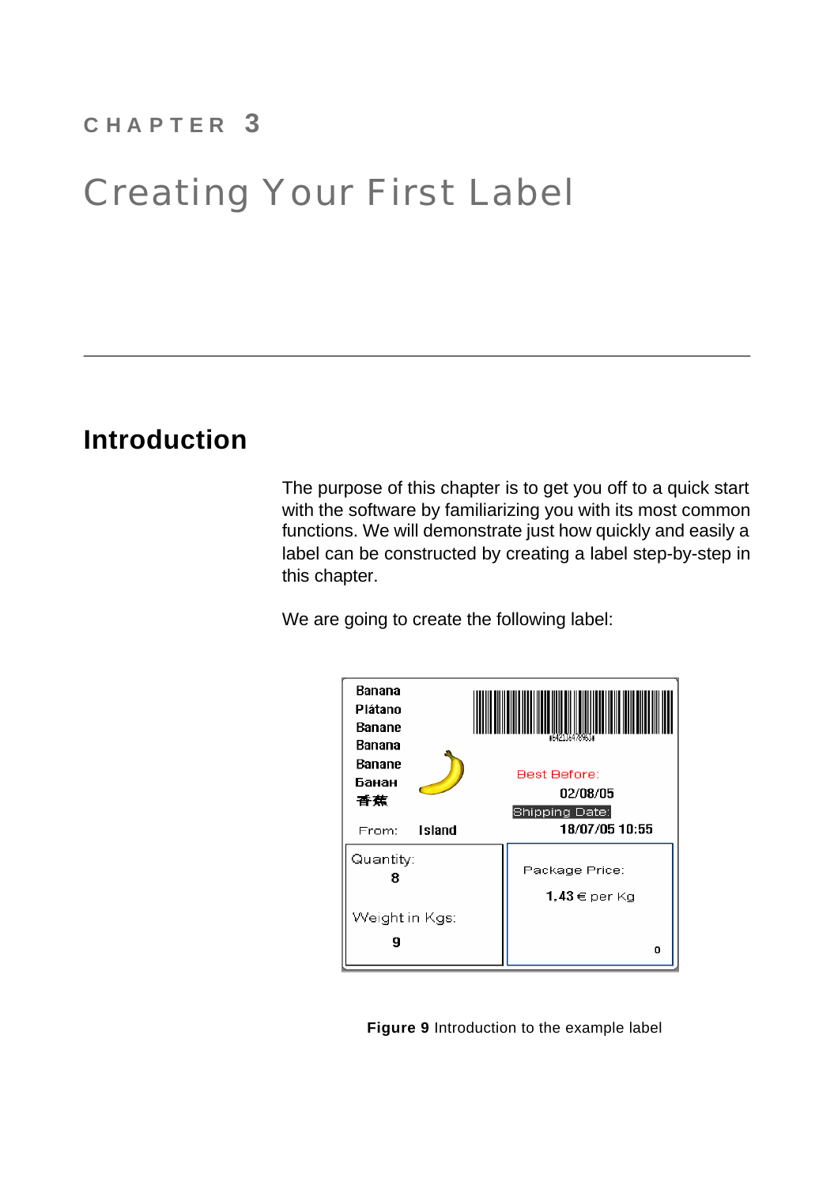CHAPTER 3

# Creating Your First Label

## Introduction

The purpose of this chapter is to get you off to a quick start with the software by familiarizing you with its most common functions. We will demonstrate just how quickly and easily a label can be constructed by creating a label step-by-step in this chapter.

We are going to create the following label:

**Figure 9** Introduction to the example label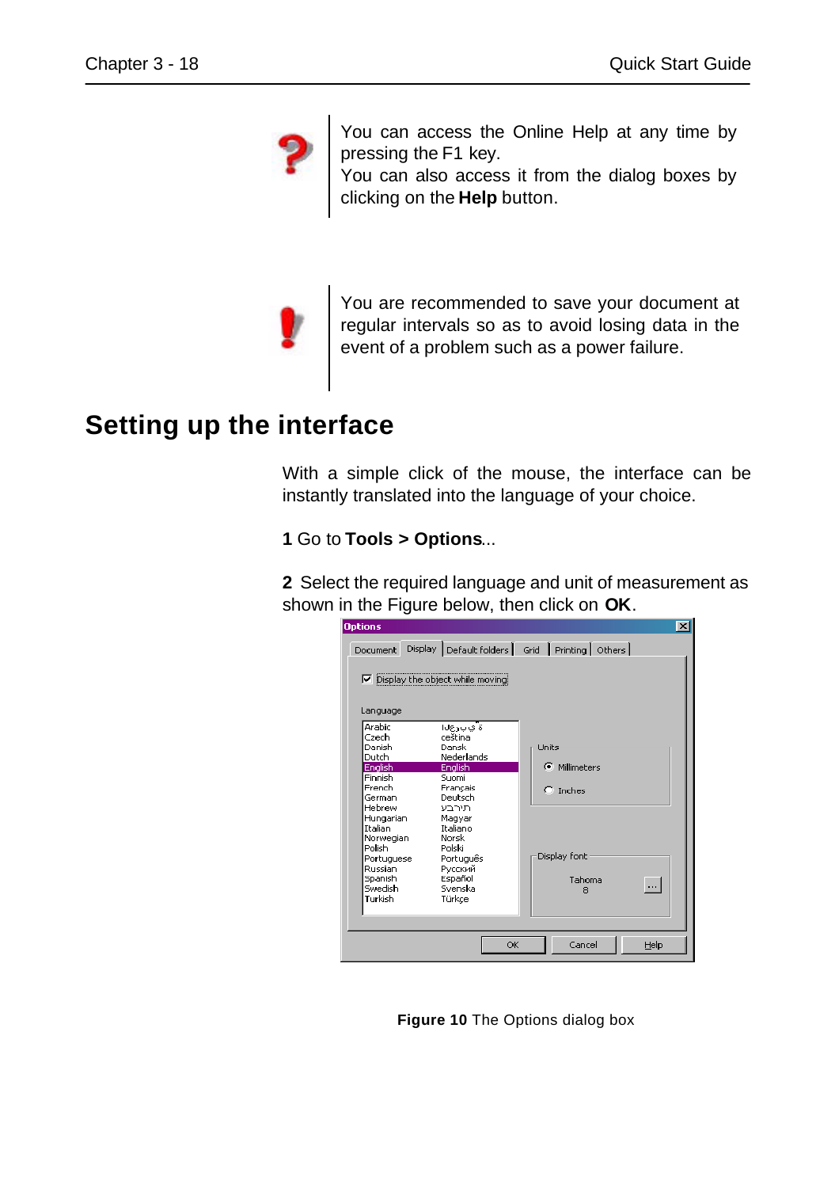You can access the Online Help at any time by pressing the F1 key.
You can also access it from the dialog boxes by clicking on the **Help** button.

You are recommended to save your document at regular intervals so as to avoid losing data in the event of a problem such as a power failure.

## Setting up the interface

With a simple click of the mouse, the interface can be instantly translated into the language of your choice.

**1** Go to **Tools > Options**...

**2** Select the required language and unit of measurement as shown in the Figure below, then click on **OK**.

**Figure 10** The Options dialog box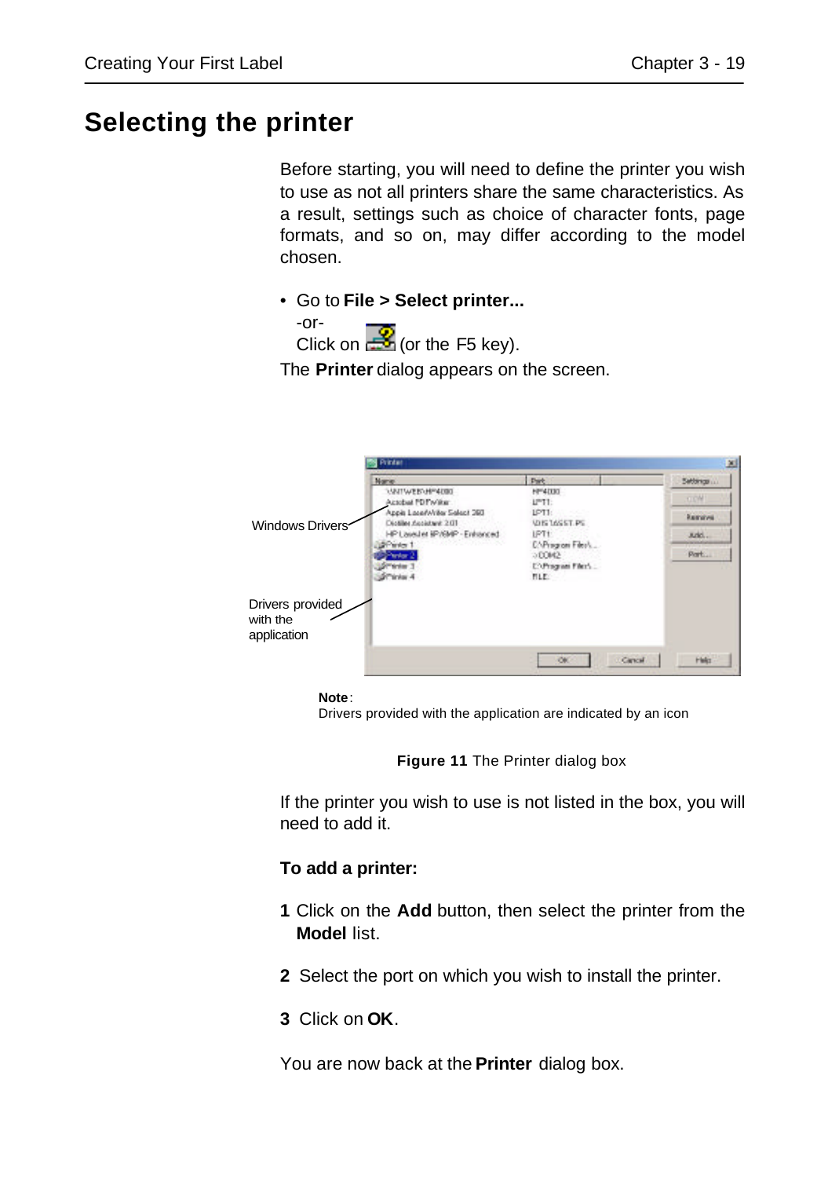# Selecting the printer

Before starting, you will need to define the printer you wish to use as not all printers share the same characteristics. As a result, settings such as choice of character fonts, page formats, and so on, may differ according to the model chosen.

- Go to **File > Select printer...**
  -or-
  Click on (or the F5 key).

The **Printer** dialog appears on the screen.

Windows Drivers

Drivers provided with the application

**Note**:
Drivers provided with the application are indicated by an icon

**Figure 11** The Printer dialog box

If the printer you wish to use is not listed in the box, you will need to add it.

**To add a printer:**

**1** Click on the **Add** button, then select the printer from the **Model** list.

**2** Select the port on which you wish to install the printer.

**3** Click on **OK**.

You are now back at the **Printer** dialog box.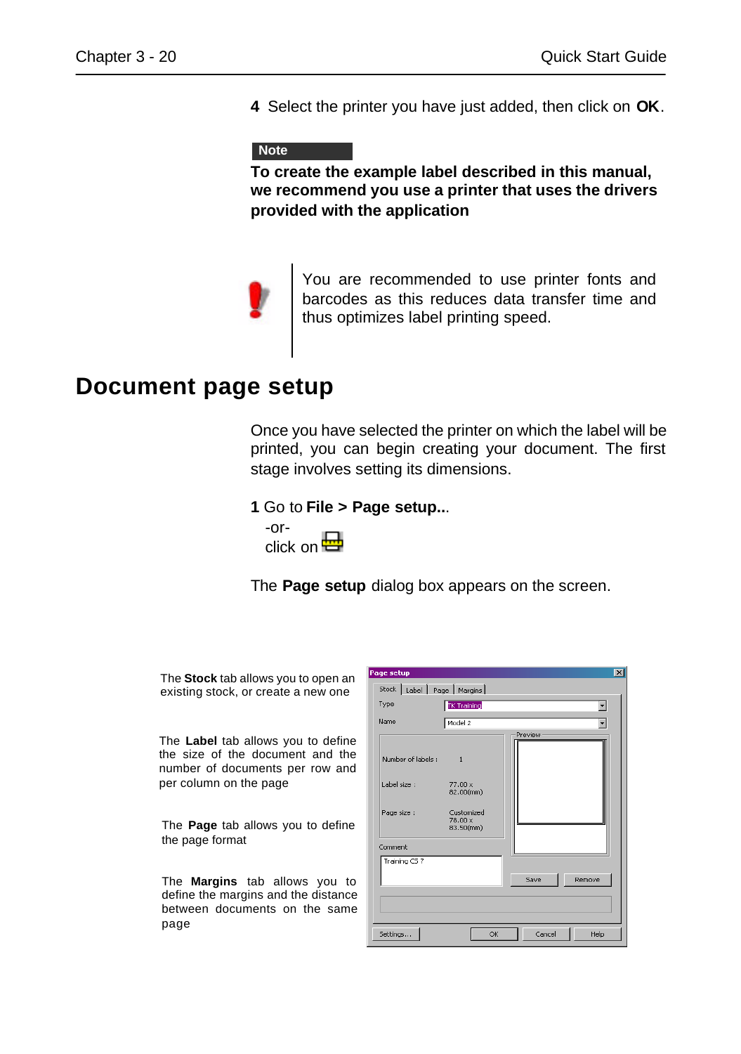**4** Select the printer you have just added, then click on **OK**.

**Note**

**To create the example label described in this manual, we recommend you use a printer that uses the drivers provided with the application**

You are recommended to use printer fonts and barcodes as this reduces data transfer time and thus optimizes label printing speed.

# Document page setup

Once you have selected the printer on which the label will be printed, you can begin creating your document. The first stage involves setting its dimensions.

**1** Go to **File > Page setup..**.

-or-

click on

The **Page setup** dialog box appears on the screen.

The **Stock** tab allows you to open an existing stock, or create a new one

The **Label** tab allows you to define the size of the document and the number of documents per row and per column on the page

The **Page** tab allows you to define the page format

The **Margins** tab allows you to define the margins and the distance between documents on the same page

Page setup

Stock | Label | Page | Margins

Type: TK Training

Name: Model 2

Number of labels : 1

Label size : 77.00 x 82.00(mm)

Page size : Customized 78.00 x 83.50(mm)

Preview

Comment

Traning CS 7

Save | Remove

Settings... | OK | Cancel | Help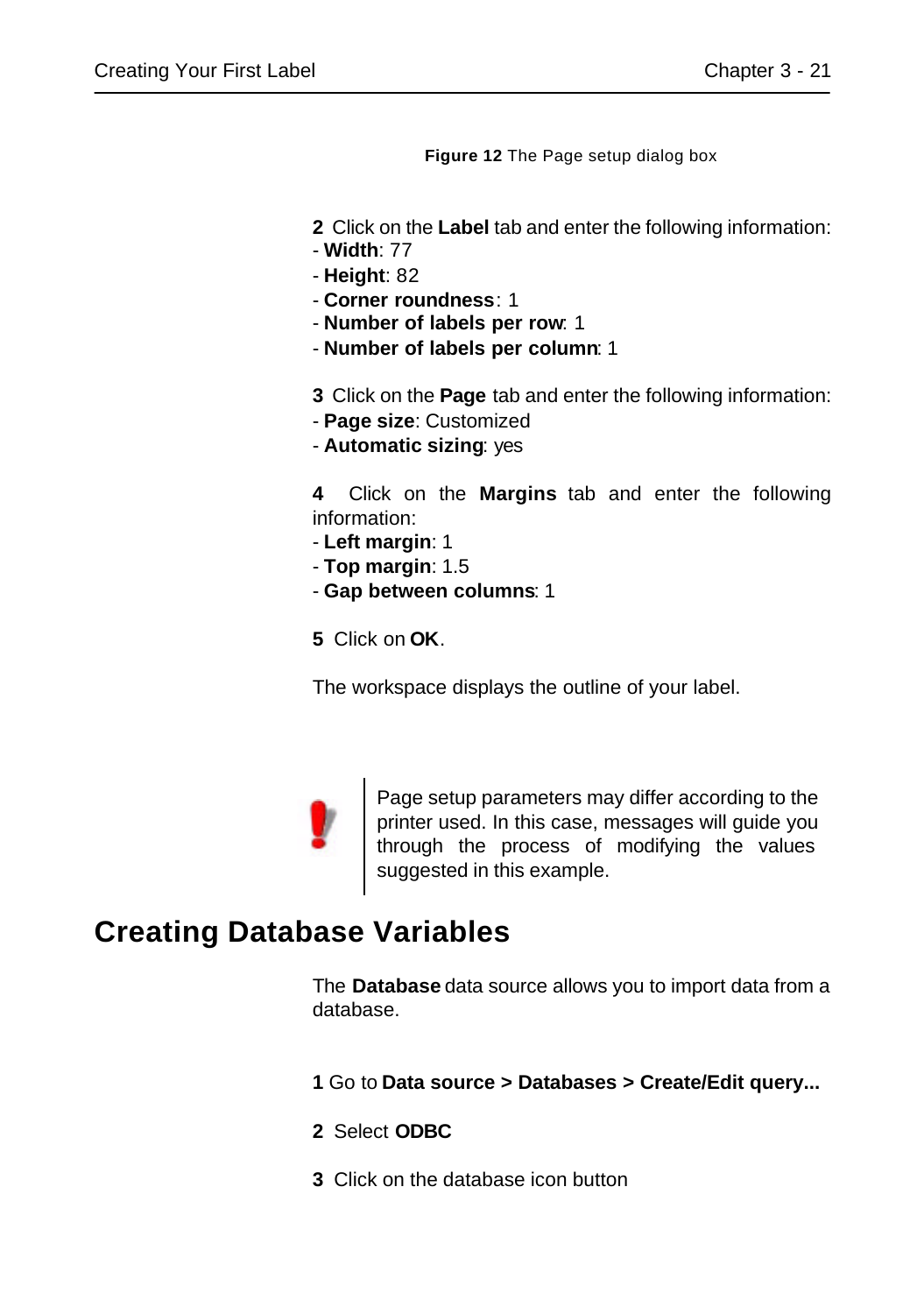**Figure 12** The Page setup dialog box

**2** Click on the **Label** tab and enter the following information:
- **Width**: 77
- **Height**: 82
- **Corner roundness**: 1
- **Number of labels per row**: 1
- **Number of labels per column**: 1

**3** Click on the **Page** tab and enter the following information:
- **Page size**: Customized
- **Automatic sizing**: yes

**4** Click on the **Margins** tab and enter the following information:
- **Left margin**: 1
- **Top margin**: 1.5
- **Gap between columns**: 1

**5** Click on **OK**.

The workspace displays the outline of your label.

Page setup parameters may differ according to the printer used. In this case, messages will guide you through the process of modifying the values suggested in this example.

## Creating Database Variables

The **Database** data source allows you to import data from a database.

**1** Go to **Data source > Databases > Create/Edit query...**

**2** Select **ODBC**

**3** Click on the database icon button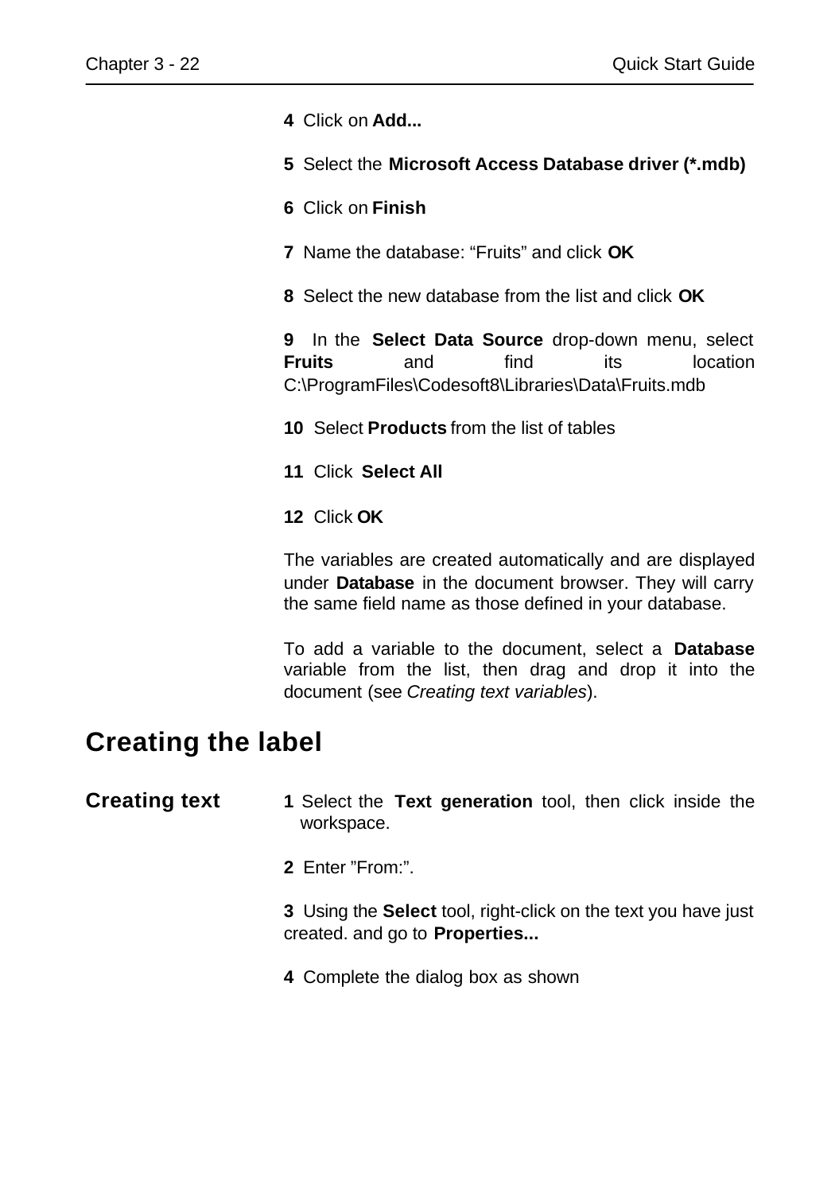**4** Click on **Add...**

**5** Select the **Microsoft Access Database driver (*.mdb)**

**6** Click on **Finish**

**7** Name the database: “Fruits” and click **OK**

**8** Select the new database from the list and click **OK**

**9** In the **Select Data Source** drop-down menu, select **Fruits** and find its location C:\ProgramFiles\Codesoft8\Libraries\Data\Fruits.mdb

**10** Select **Products** from the list of tables

**11** Click **Select All**

**12** Click **OK**

The variables are created automatically and are displayed under **Database** in the document browser. They will carry the same field name as those defined in your database.

To add a variable to the document, select a **Database** variable from the list, then drag and drop it into the document (see *Creating text variables*).

## Creating the label

### Creating text

**1** Select the **Text generation** tool, then click inside the workspace.

**2** Enter ”From:”.

**3** Using the **Select** tool, right-click on the text you have just created. and go to **Properties...**

**4** Complete the dialog box as shown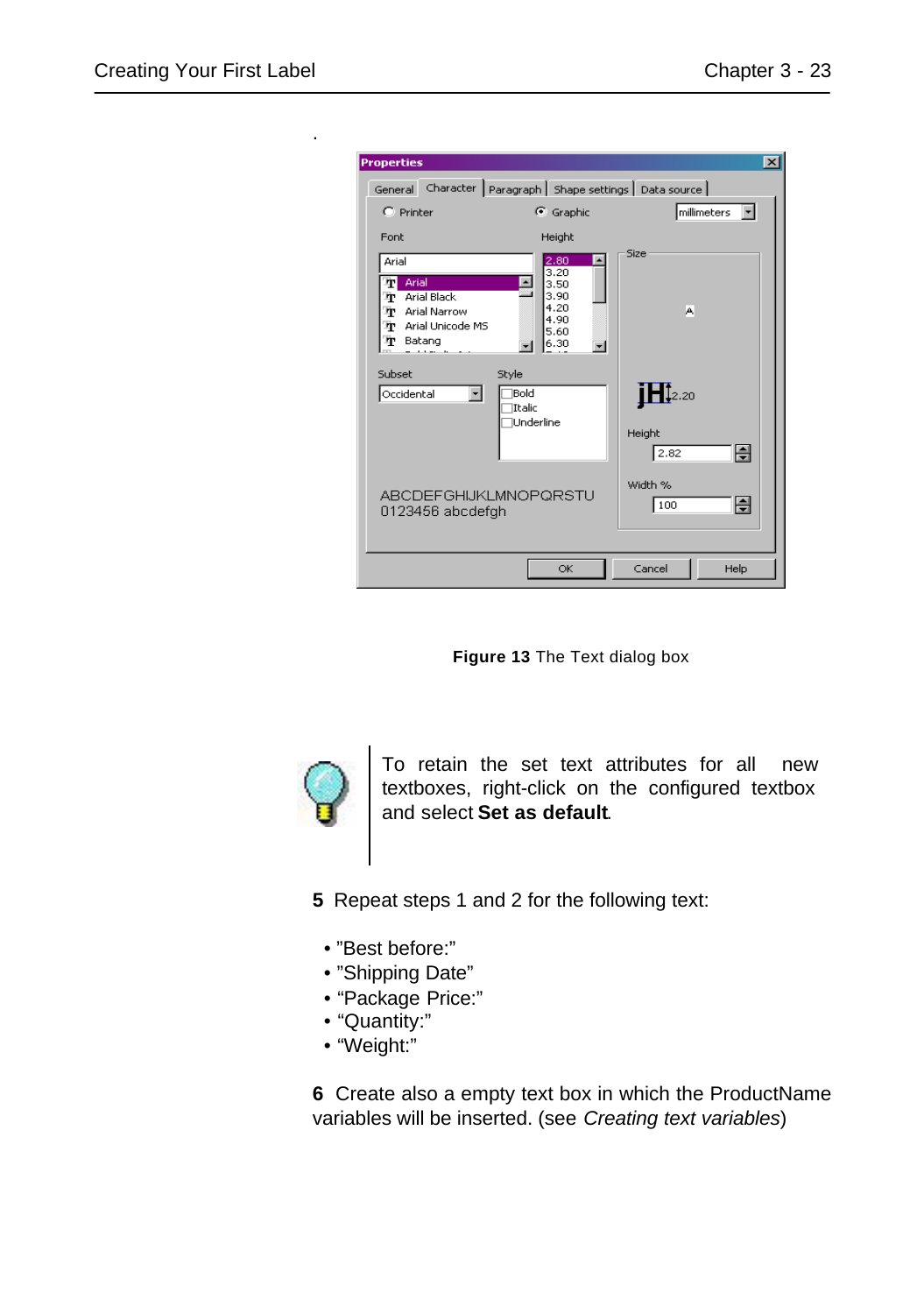**Figure 13** The Text dialog box

To retain the set text attributes for all new textboxes, right-click on the configured textbox and select **Set as default**.

**5** Repeat steps 1 and 2 for the following text:

- ”Best before:”
- ”Shipping Date”
- “Package Price:”
- “Quantity:”
- “Weight:”

**6** Create also a empty text box in which the ProductName variables will be inserted. (see *Creating text variables*)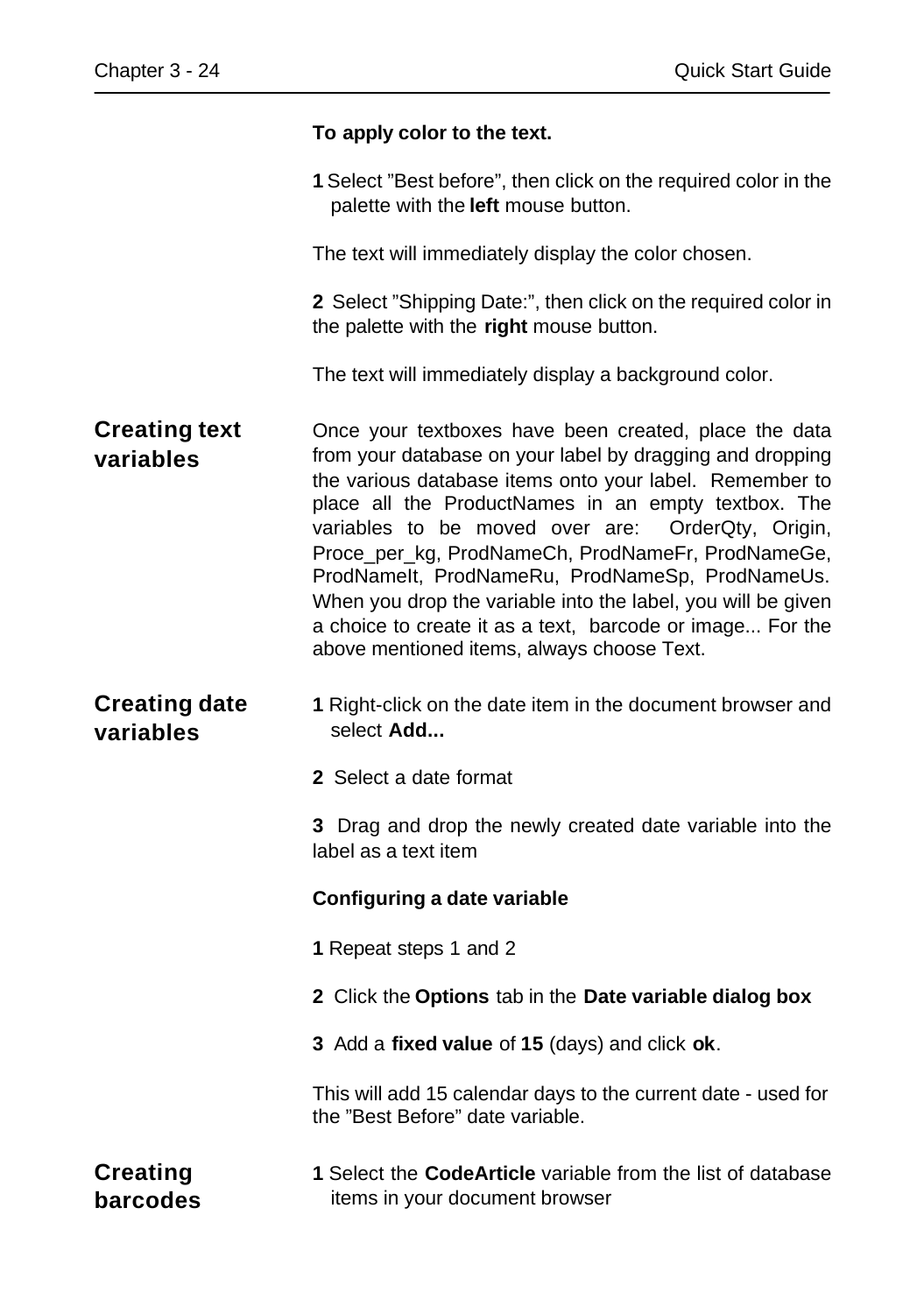**To apply color to the text.**

**1** Select ”Best before”, then click on the required color in the palette with the **left** mouse button.

The text will immediately display the color chosen.

**2** Select ”Shipping Date:”, then click on the required color in the palette with the **right** mouse button.

The text will immediately display a background color.

## Creating text variables

Once your textboxes have been created, place the data from your database on your label by dragging and dropping the various database items onto your label. Remember to place all the ProductNames in an empty textbox. The variables to be moved over are: OrderQty, Origin, Proce_per_kg, ProdNameCh, ProdNameFr, ProdNameGe, ProdNameIt, ProdNameRu, ProdNameSp, ProdNameUs. When you drop the variable into the label, you will be given a choice to create it as a text, barcode or image... For the above mentioned items, always choose Text.

## Creating date variables

**1** Right-click on the date item in the document browser and select **Add...**

**2** Select a date format

**3** Drag and drop the newly created date variable into the label as a text item

**Configuring a date variable**

**1** Repeat steps 1 and 2

**2** Click the **Options** tab in the **Date variable dialog box**

**3** Add a **fixed value** of **15** (days) and click **ok**.

This will add 15 calendar days to the current date - used for the ”Best Before” date variable.

## Creating barcodes

**1** Select the **CodeArticle** variable from the list of database items in your document browser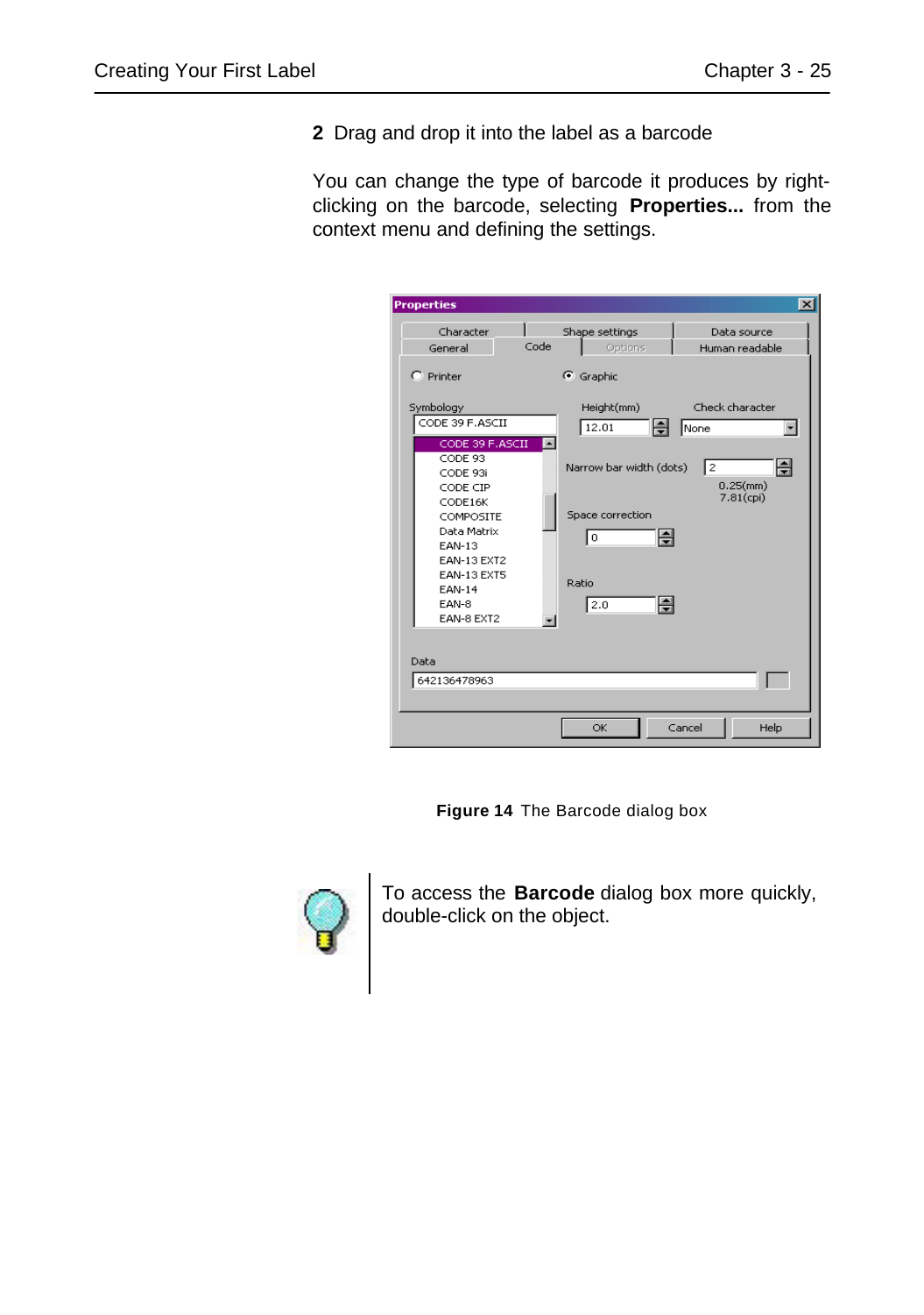**2** Drag and drop it into the label as a barcode

You can change the type of barcode it produces by right-clicking on the barcode, selecting **Properties...** from the context menu and defining the settings.

**Figure 14** The Barcode dialog box

To access the **Barcode** dialog box more quickly, double-click on the object.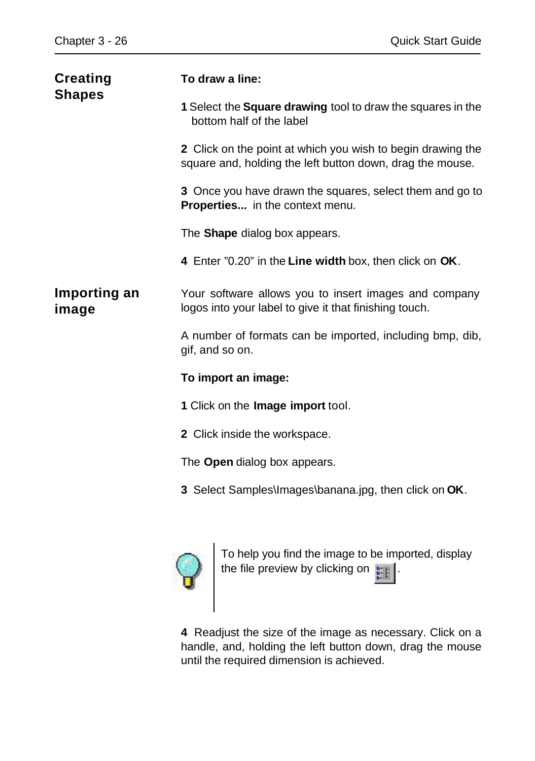## Creating Shapes

**To draw a line:**

**1** Select the **Square drawing** tool to draw the squares in the bottom half of the label

**2** Click on the point at which you wish to begin drawing the square and, holding the left button down, drag the mouse.

**3** Once you have drawn the squares, select them and go to **Properties...** in the context menu.

The **Shape** dialog box appears.

**4** Enter "0.20" in the **Line width** box, then click on **OK**.

## Importing an image

Your software allows you to insert images and company logos into your label to give it that finishing touch.

A number of formats can be imported, including bmp, dib, gif, and so on.

**To import an image:**

**1** Click on the **Image import** tool.

**2** Click inside the workspace.

The **Open** dialog box appears.

**3** Select Samples\Images\banana.jpg, then click on **OK**.

To help you find the image to be imported, display the file preview by clicking on .

**4** Readjust the size of the image as necessary. Click on a handle, and, holding the left button down, drag the mouse until the required dimension is achieved.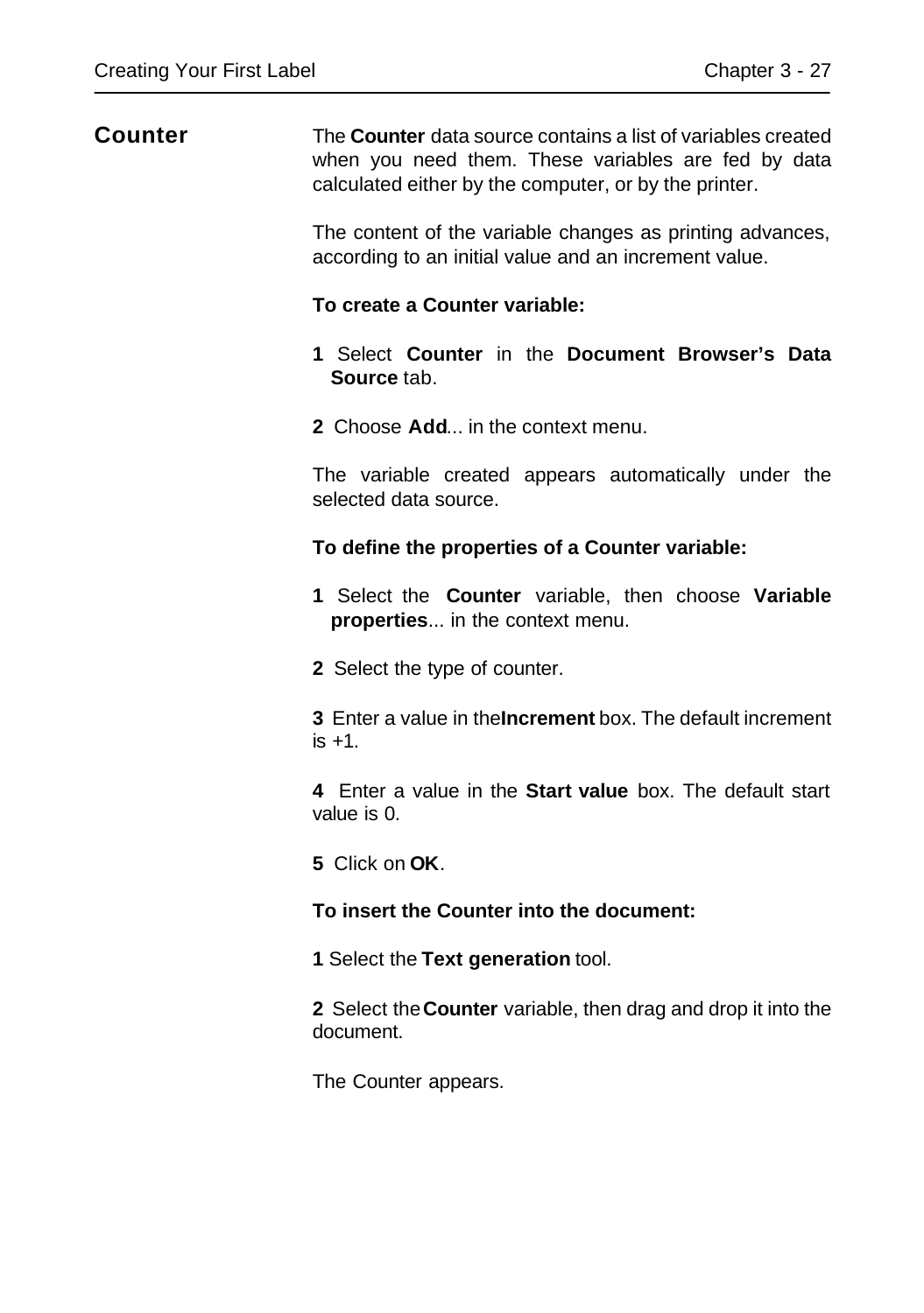## Counter

The **Counter** data source contains a list of variables created when you need them. These variables are fed by data calculated either by the computer, or by the printer.

The content of the variable changes as printing advances, according to an initial value and an increment value.

**To create a Counter variable:**

**1** Select **Counter** in the **Document Browser's Data Source** tab.

**2** Choose **Add**... in the context menu.

The variable created appears automatically under the selected data source.

**To define the properties of a Counter variable:**

**1** Select the **Counter** variable, then choose **Variable properties**... in the context menu.

**2** Select the type of counter.

**3** Enter a value in the **Increment** box. The default increment is +1.

**4** Enter a value in the **Start value** box. The default start value is 0.

**5** Click on **OK**.

**To insert the Counter into the document:**

**1** Select the **Text generation** tool.

**2** Select the **Counter** variable, then drag and drop it into the document.

The Counter appears.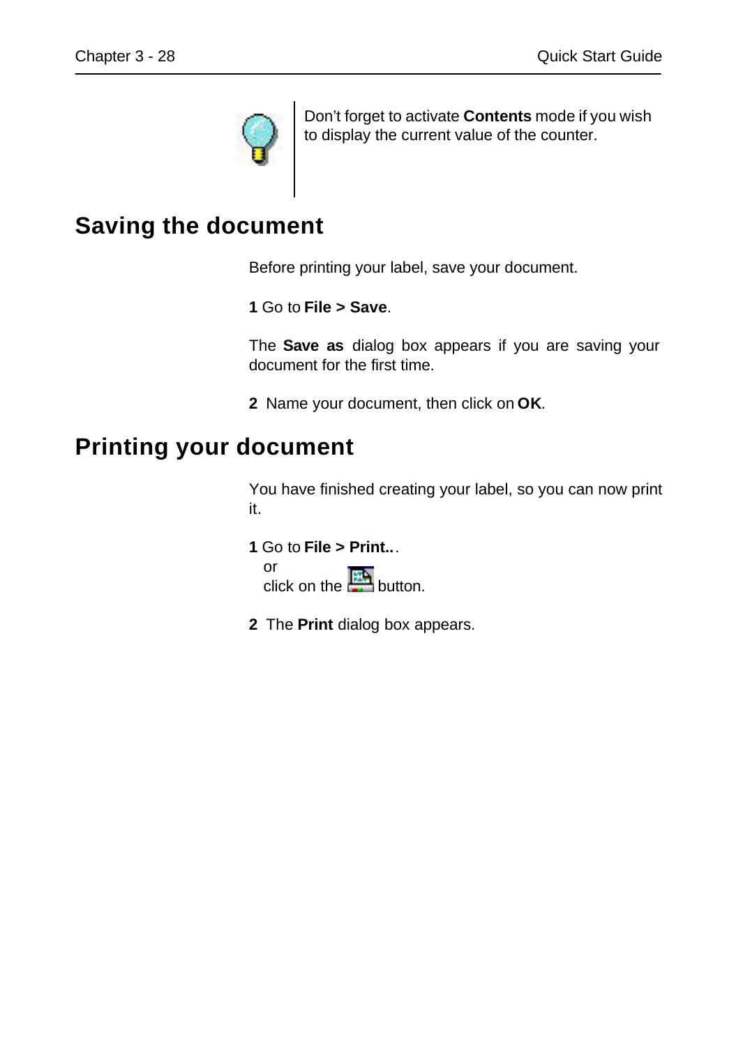Don’t forget to activate **Contents** mode if you wish to display the current value of the counter.

## Saving the document

Before printing your label, save your document.

**1** Go to **File > Save**.

The **Save as** dialog box appears if you are saving your document for the first time.

**2** Name your document, then click on **OK**.

## Printing your document

You have finished creating your label, so you can now print it.

**1** Go to **File > Print..**.
or
click on the button.

**2** The **Print** dialog box appears.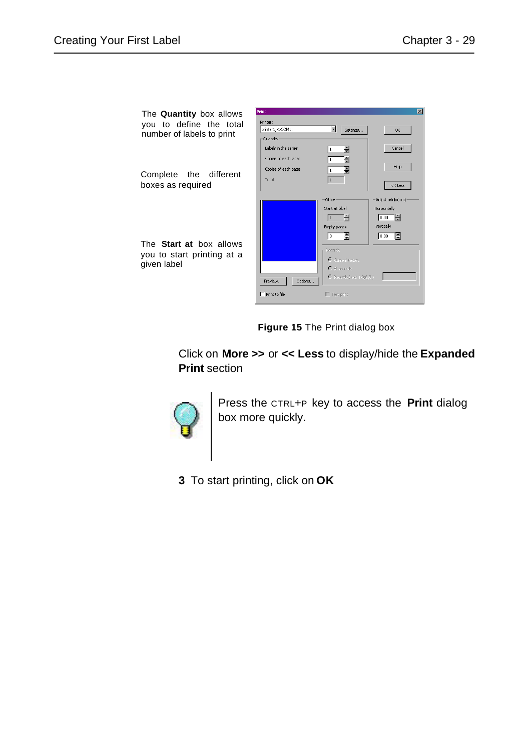The **Quantity** box allows you to define the total number of labels to print

Complete the different boxes as required

The **Start at** box allows you to start printing at a given label

**Figure 15** The Print dialog box

Click on **More >>** or **<< Less** to display/hide the **Expanded Print** section

Press the CTRL+P key to access the **Print** dialog box more quickly.

**3** To start printing, click on **OK**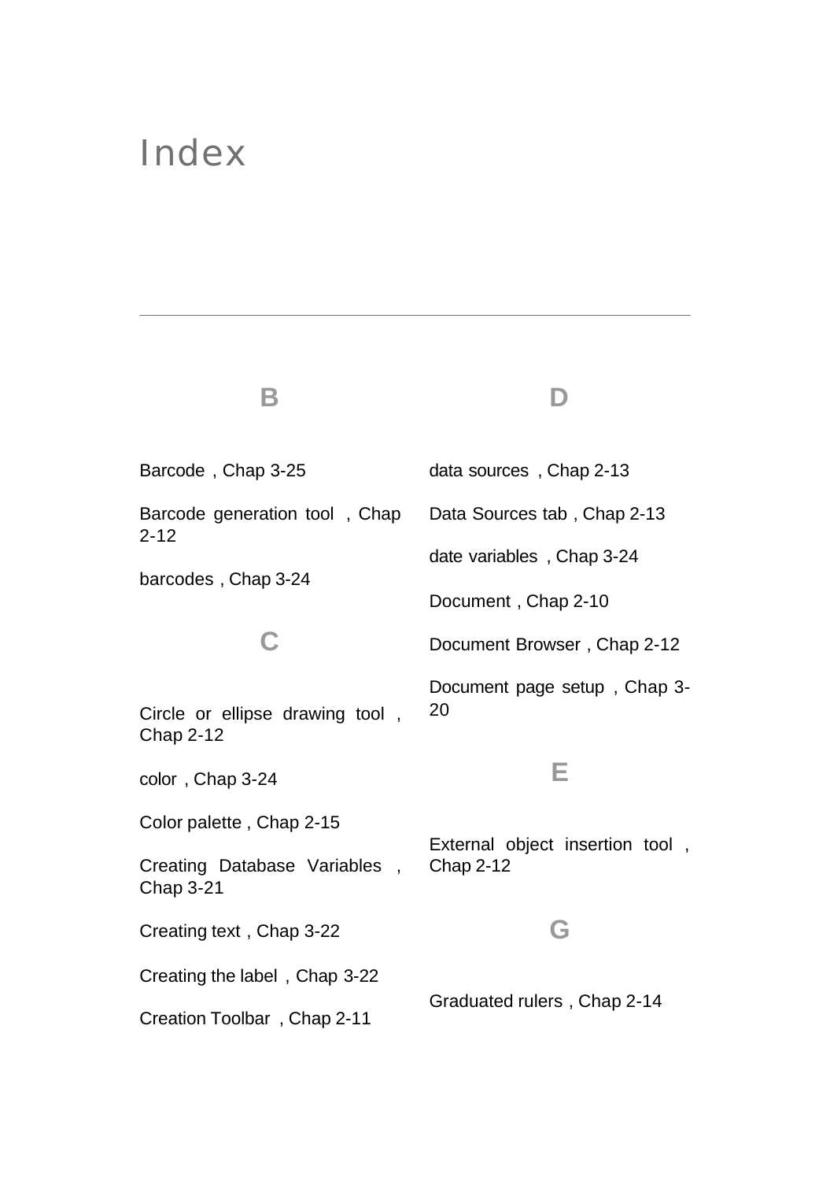# Index

## B

Barcode , Chap 3-25

Barcode generation tool , Chap 2-12

barcodes , Chap 3-24

## C

Circle or ellipse drawing tool , Chap 2-12

color , Chap 3-24

Color palette , Chap 2-15

Creating Database Variables , Chap 3-21

Creating text , Chap 3-22

Creating the label , Chap 3-22

Creation Toolbar , Chap 2-11

## D

data sources , Chap 2-13

Data Sources tab , Chap 2-13

date variables , Chap 3-24

Document , Chap 2-10

Document Browser , Chap 2-12

Document page setup , Chap 3-20

## E

External object insertion tool , Chap 2-12

## G

Graduated rulers , Chap 2-14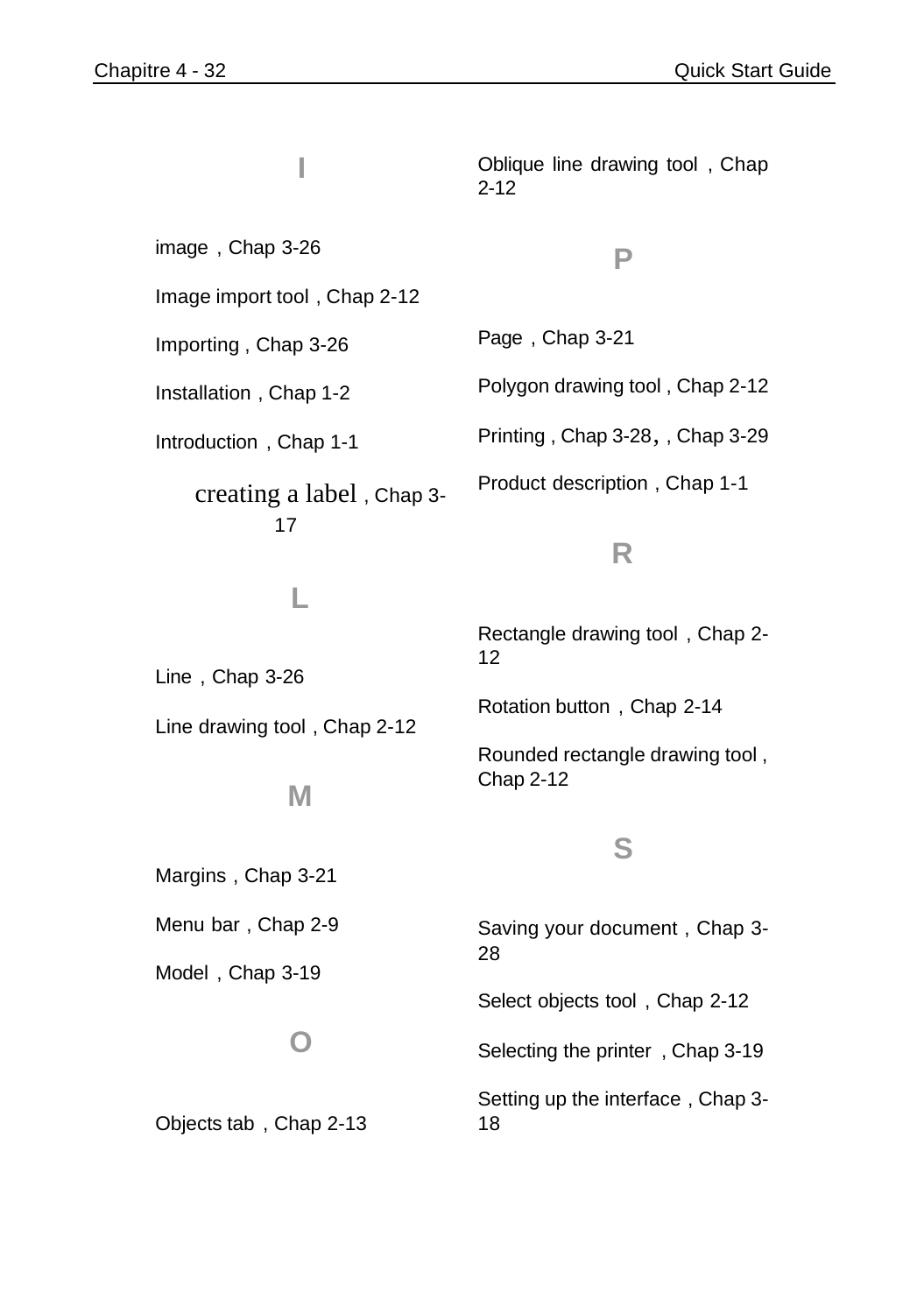## I

image , Chap 3-26

Image import tool , Chap 2-12

Importing , Chap 3-26

Installation , Chap 1-2

Introduction , Chap 1-1

creating a label , Chap 3-17

## L

Line , Chap 3-26

Line drawing tool , Chap 2-12

## M

Margins , Chap 3-21

Menu bar , Chap 2-9

Model , Chap 3-19

## O

Objects tab , Chap 2-13

Oblique line drawing tool , Chap 2-12

## P

Page , Chap 3-21

Polygon drawing tool , Chap 2-12

Printing , Chap 3-28, , Chap 3-29

Product description , Chap 1-1

## R

Rectangle drawing tool , Chap 2-12

Rotation button , Chap 2-14

Rounded rectangle drawing tool , Chap 2-12

## S

Saving your document , Chap 3-28

Select objects tool , Chap 2-12

Selecting the printer , Chap 3-19

Setting up the interface , Chap 3-18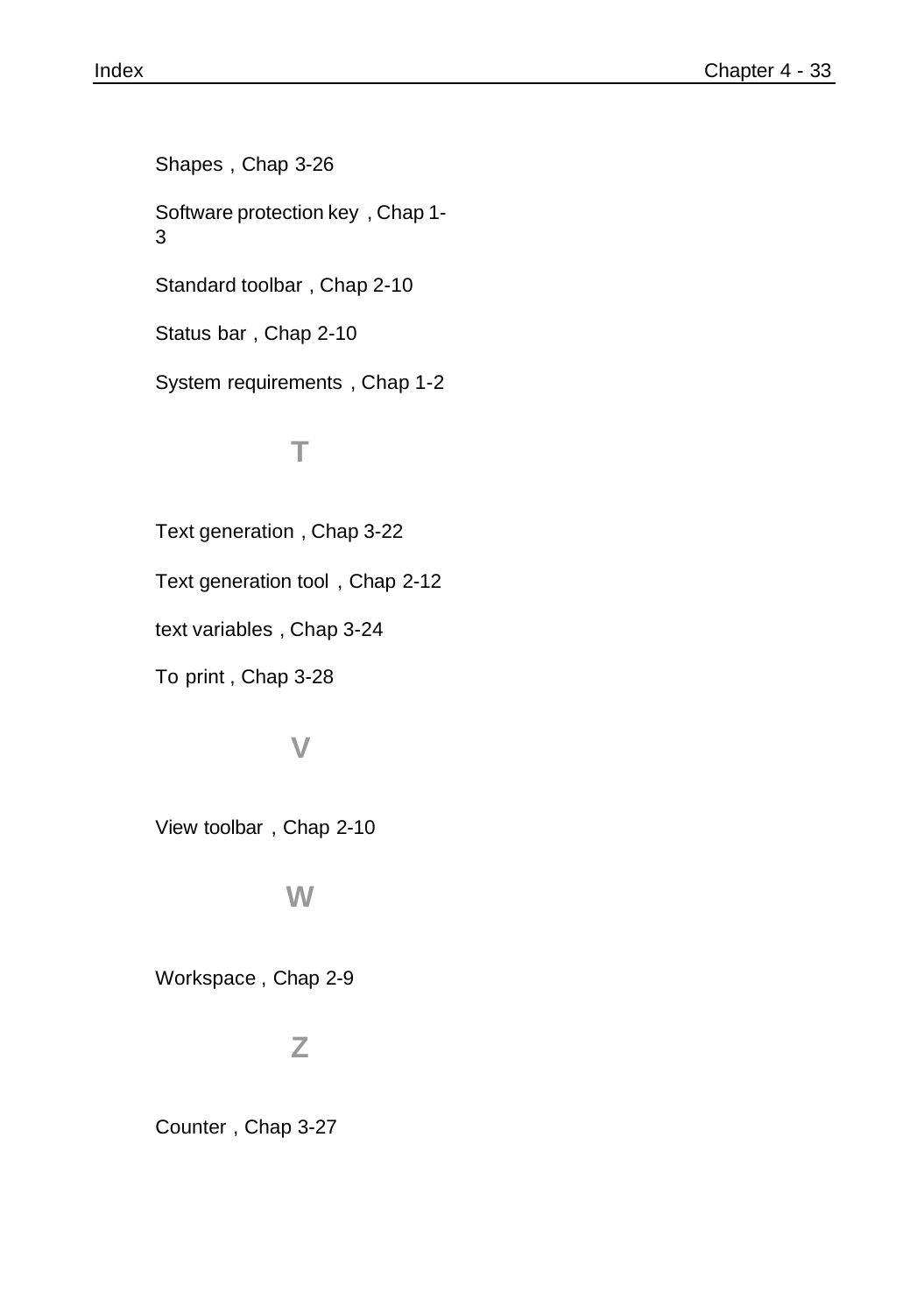Shapes , Chap 3-26

Software protection key , Chap 1-3

Standard toolbar , Chap 2-10

Status bar , Chap 2-10

System requirements , Chap 1-2

## T

Text generation , Chap 3-22

Text generation tool , Chap 2-12

text variables , Chap 3-24

To print , Chap 3-28

## V

View toolbar , Chap 2-10

## W

Workspace , Chap 2-9

## Z

Counter , Chap 3-27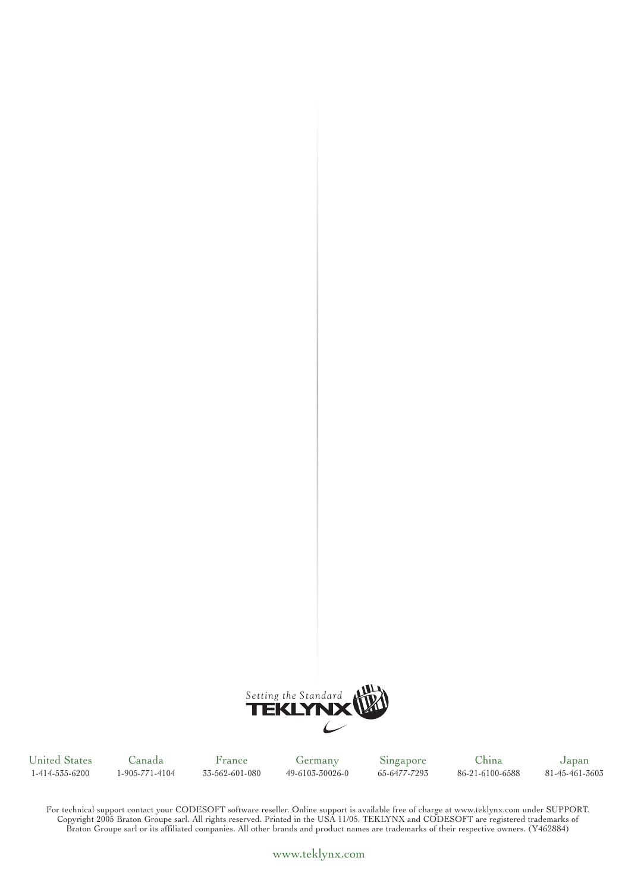Setting the Standard

TEKLYNX

| United States | Canada | France | Germany | Singapore | China | Japan |
|---|---|---|---|---|---|---|
| 1-414-535-6200 | 1-905-771-4104 | 33-562-601-080 | 49-6103-30026-0 | 65-6477-7293 | 86-21-6100-6588 | 81-45-461-3603 |

For technical support contact your CODESOFT software reseller. Online support is available free of charge at www.teklynx.com under SUPPORT. Copyright 2005 Braton Groupe sarl. All rights reserved. Printed in the USA 11/05. TEKLYNX and CODESOFT are registered trademarks of Braton Groupe sarl or its affiliated companies. All other brands and product names are trademarks of their respective owners. (Y462884)

www.teklynx.com